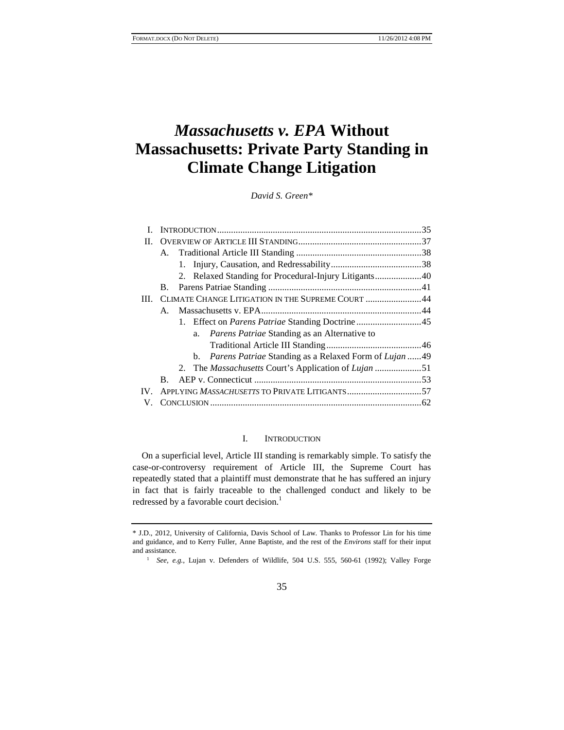# *Massachusetts v. EPA* Without Massachusetts: Private Party Standing in Climate Change Litigation

*David S. Green\**

| | | |
|---|---|---|
| I. | INTRODUCTION | 35 |
| II. | OVERVIEW OF ARTICLE III STANDING | 37 |
| | A. Traditional Article III Standing | 38 |
| | 1. Injury, Causation, and Redressability | 38 |
| | 2. Relaxed Standing for Procedural-Injury Litigants | 40 |
| | B. Parens Patriae Standing | 41 |
| III. | CLIMATE CHANGE LITIGATION IN THE SUPREME COURT | 44 |
| | A. Massachusetts v. EPA | 44 |
| | 1. Effect on *Parens Patriae* Standing Doctrine | 45 |
| | a. *Parens Patriae* Standing as an Alternative to Traditional Article III Standing | 46 |
| | b. *Parens Patriae* Standing as a Relaxed Form of *Lujan* | 49 |
| | 2. The *Massachusetts* Court's Application of *Lujan* | 51 |
| | B. AEP v. Connecticut | 53 |
| IV. | APPLYING *MASSACHUSETTS* TO PRIVATE LITIGANTS | 57 |
| V. | CONCLUSION | 62 |

## I. INTRODUCTION

On a superficial level, Article III standing is remarkably simple. To satisfy the case-or-controversy requirement of Article III, the Supreme Court has repeatedly stated that a plaintiff must demonstrate that he has suffered an injury in fact that is fairly traceable to the challenged conduct and likely to be redressed by a favorable court decision.[1]

---

\* J.D., 2012, University of California, Davis School of Law. Thanks to Professor Lin for his time and guidance, and to Kerry Fuller, Anne Baptiste, and the rest of the *Environs* staff for their input and assistance.

[1] *See, e.g.*, Lujan v. Defenders of Wildlife, 504 U.S. 555, 560-61 (1992); Valley Forge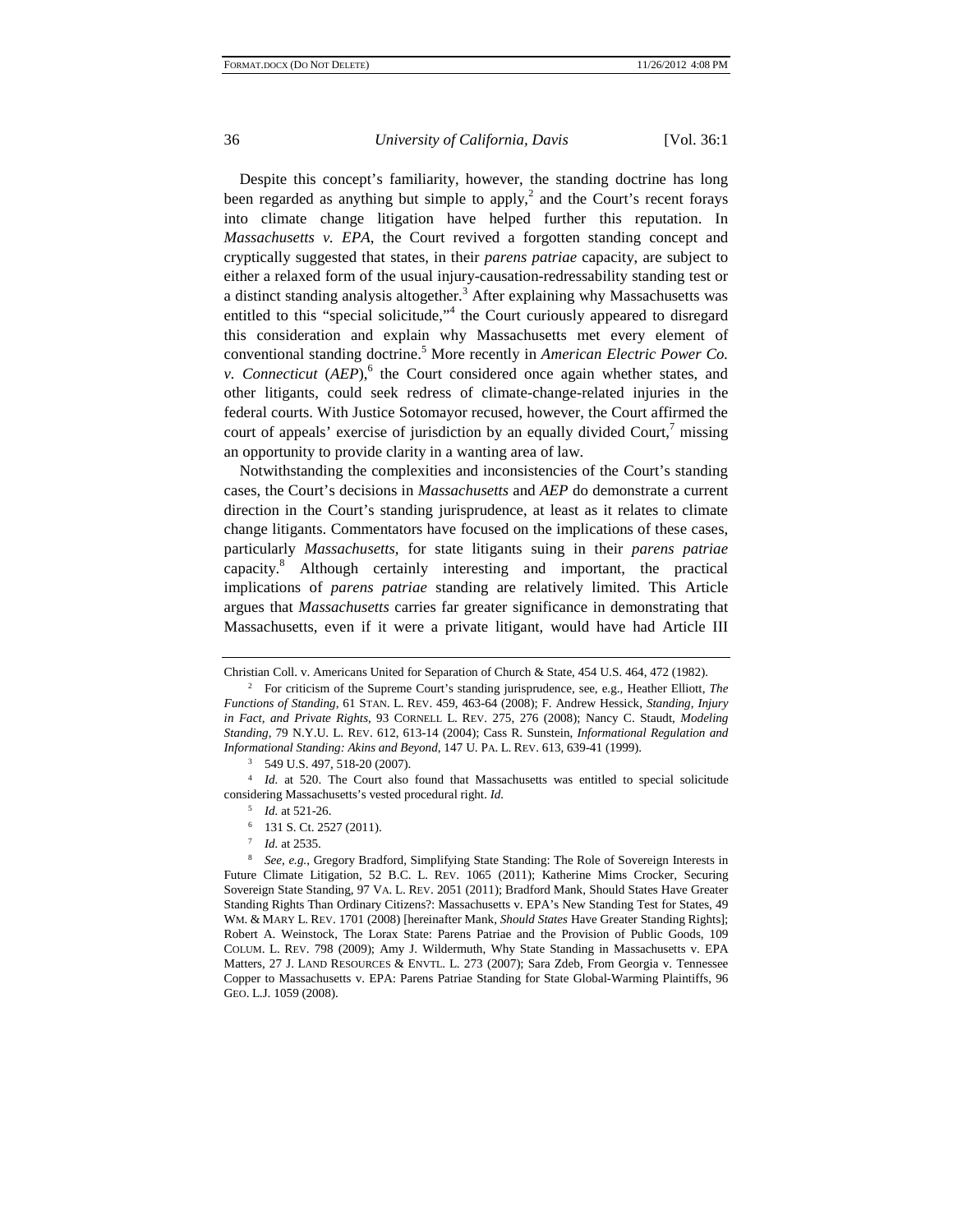Despite this concept's familiarity, however, the standing doctrine has long been regarded as anything but simple to apply,[2] and the Court's recent forays into climate change litigation have helped further this reputation. In *Massachusetts v. EPA*, the Court revived a forgotten standing concept and cryptically suggested that states, in their *parens patriae* capacity, are subject to either a relaxed form of the usual injury-causation-redressability standing test or a distinct standing analysis altogether.[3] After explaining why Massachusetts was entitled to this "special solicitude,"[4] the Court curiously appeared to disregard this consideration and explain why Massachusetts met every element of conventional standing doctrine.[5] More recently in *American Electric Power Co. v. Connecticut* (*AEP*),[6] the Court considered once again whether states, and other litigants, could seek redress of climate-change-related injuries in the federal courts. With Justice Sotomayor recused, however, the Court affirmed the court of appeals' exercise of jurisdiction by an equally divided Court,[7] missing an opportunity to provide clarity in a wanting area of law.

Notwithstanding the complexities and inconsistencies of the Court's standing cases, the Court's decisions in *Massachusetts* and *AEP* do demonstrate a current direction in the Court's standing jurisprudence, at least as it relates to climate change litigants. Commentators have focused on the implications of these cases, particularly *Massachusetts*, for state litigants suing in their *parens patriae* capacity.[8] Although certainly interesting and important, the practical implications of *parens patriae* standing are relatively limited. This Article argues that *Massachusetts* carries far greater significance in demonstrating that Massachusetts, even if it were a private litigant, would have had Article III

---

Christian Coll. v. Americans United for Separation of Church & State, 454 U.S. 464, 472 (1982).

[2] For criticism of the Supreme Court's standing jurisprudence, see, e.g., Heather Elliott, *The Functions of Standing*, 61 STAN. L. REV. 459, 463-64 (2008); F. Andrew Hessick, *Standing, Injury in Fact, and Private Rights*, 93 CORNELL L. REV. 275, 276 (2008); Nancy C. Staudt, *Modeling Standing*, 79 N.Y.U. L. REV. 612, 613-14 (2004); Cass R. Sunstein, *Informational Regulation and Informational Standing: Akins and Beyond*, 147 U. PA. L. REV. 613, 639-41 (1999).

[3] 549 U.S. 497, 518-20 (2007).

[4] *Id.* at 520. The Court also found that Massachusetts was entitled to special solicitude considering Massachusetts's vested procedural right. *Id.*

[5] *Id.* at 521-26.

[6] 131 S. Ct. 2527 (2011).

[7] *Id.* at 2535.

[8] *See, e.g.*, Gregory Bradford, Simplifying State Standing: The Role of Sovereign Interests in Future Climate Litigation, 52 B.C. L. REV. 1065 (2011); Katherine Mims Crocker, Securing Sovereign State Standing, 97 VA. L. REV. 2051 (2011); Bradford Mank, Should States Have Greater Standing Rights Than Ordinary Citizens?: Massachusetts v. EPA's New Standing Test for States, 49 WM. & MARY L. REV. 1701 (2008) [hereinafter Mank, *Should States* Have Greater Standing Rights]; Robert A. Weinstock, The Lorax State: Parens Patriae and the Provision of Public Goods, 109 COLUM. L. REV. 798 (2009); Amy J. Wildermuth, Why State Standing in Massachusetts v. EPA Matters, 27 J. LAND RESOURCES & ENVTL. L. 273 (2007); Sara Zdeb, From Georgia v. Tennessee Copper to Massachusetts v. EPA: Parens Patriae Standing for State Global-Warming Plaintiffs, 96 GEO. L.J. 1059 (2008).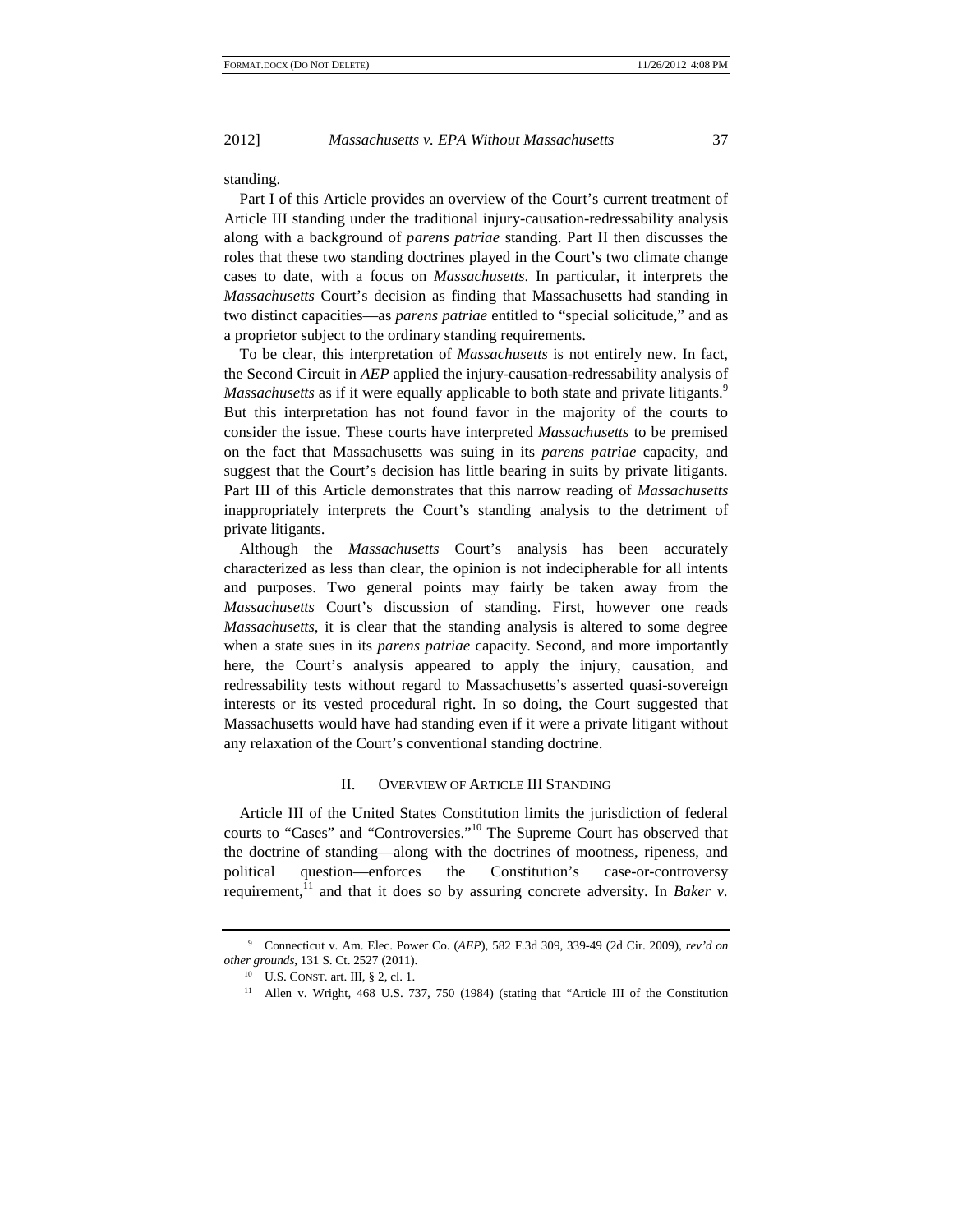standing.

Part I of this Article provides an overview of the Court's current treatment of Article III standing under the traditional injury-causation-redressability analysis along with a background of *parens patriae* standing. Part II then discusses the roles that these two standing doctrines played in the Court's two climate change cases to date, with a focus on *Massachusetts*. In particular, it interprets the *Massachusetts* Court's decision as finding that Massachusetts had standing in two distinct capacities—as *parens patriae* entitled to "special solicitude," and as a proprietor subject to the ordinary standing requirements.

To be clear, this interpretation of *Massachusetts* is not entirely new. In fact, the Second Circuit in *AEP* applied the injury-causation-redressability analysis of *Massachusetts* as if it were equally applicable to both state and private litigants.[9] But this interpretation has not found favor in the majority of the courts to consider the issue. These courts have interpreted *Massachusetts* to be premised on the fact that Massachusetts was suing in its *parens patriae* capacity, and suggest that the Court's decision has little bearing in suits by private litigants. Part III of this Article demonstrates that this narrow reading of *Massachusetts* inappropriately interprets the Court's standing analysis to the detriment of private litigants.

Although the *Massachusetts* Court's analysis has been accurately characterized as less than clear, the opinion is not indecipherable for all intents and purposes. Two general points may fairly be taken away from the *Massachusetts* Court's discussion of standing. First, however one reads *Massachusetts*, it is clear that the standing analysis is altered to some degree when a state sues in its *parens patriae* capacity. Second, and more importantly here, the Court's analysis appeared to apply the injury, causation, and redressability tests without regard to Massachusetts's asserted quasi-sovereign interests or its vested procedural right. In so doing, the Court suggested that Massachusetts would have had standing even if it were a private litigant without any relaxation of the Court's conventional standing doctrine.

## II. Overview of Article III Standing

Article III of the United States Constitution limits the jurisdiction of federal courts to "Cases" and "Controversies."[10] The Supreme Court has observed that the doctrine of standing—along with the doctrines of mootness, ripeness, and political question—enforces the Constitution's case-or-controversy requirement,[11] and that it does so by assuring concrete adversity. In *Baker v.*

---

[9] Connecticut v. Am. Elec. Power Co. (*AEP*), 582 F.3d 309, 339-49 (2d Cir. 2009), *rev'd on other grounds*, 131 S. Ct. 2527 (2011).

[10] U.S. Const. art. III, § 2, cl. 1.

[11] Allen v. Wright, 468 U.S. 737, 750 (1984) (stating that "Article III of the Constitution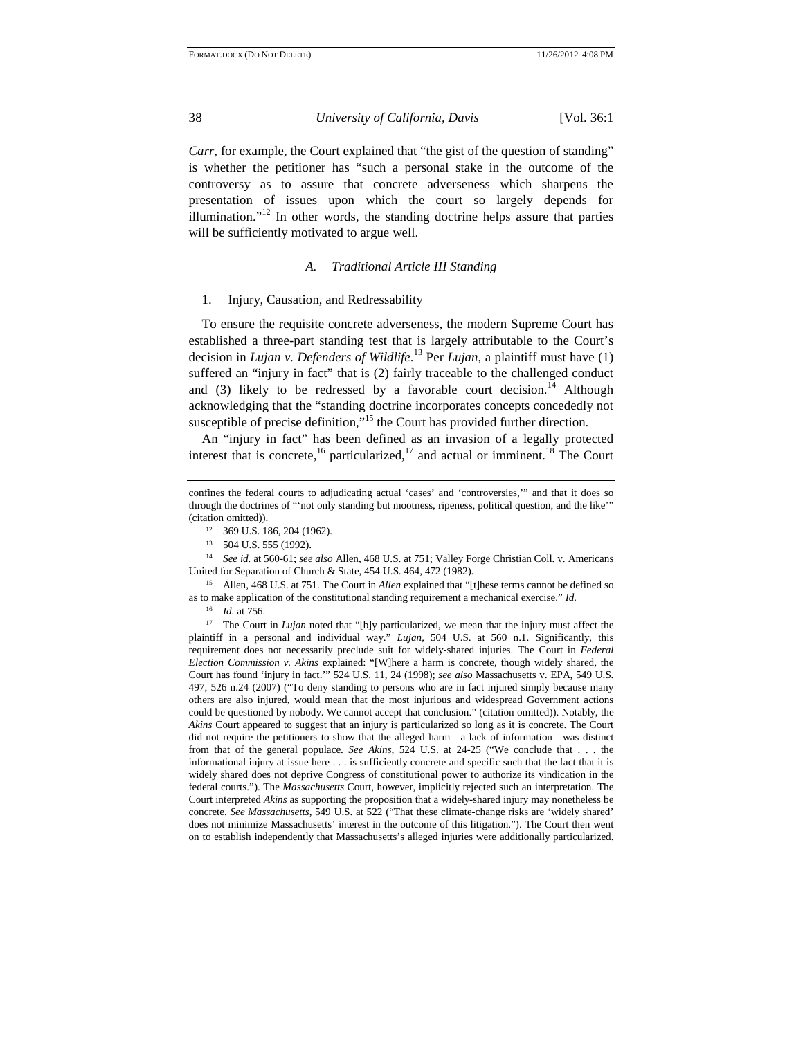*Carr*, for example, the Court explained that "the gist of the question of standing" is whether the petitioner has "such a personal stake in the outcome of the controversy as to assure that concrete adverseness which sharpens the presentation of issues upon which the court so largely depends for illumination."[12] In other words, the standing doctrine helps assure that parties will be sufficiently motivated to argue well.

### *A. Traditional Article III Standing*

#### 1. Injury, Causation, and Redressability

To ensure the requisite concrete adverseness, the modern Supreme Court has established a three-part standing test that is largely attributable to the Court's decision in *Lujan v. Defenders of Wildlife*.[13] Per *Lujan*, a plaintiff must have (1) suffered an "injury in fact" that is (2) fairly traceable to the challenged conduct and (3) likely to be redressed by a favorable court decision.[14] Although acknowledging that the "standing doctrine incorporates concepts concededly not susceptible of precise definition,"[15] the Court has provided further direction.

An "injury in fact" has been defined as an invasion of a legally protected interest that is concrete,[16] particularized,[17] and actual or imminent.[18] The Court

---

confines the federal courts to adjudicating actual 'cases' and 'controversies,'" and that it does so through the doctrines of "'not only standing but mootness, ripeness, political question, and the like'" (citation omitted)).

[12] 369 U.S. 186, 204 (1962).

[13] 504 U.S. 555 (1992).

[14] *See id.* at 560-61; *see also* Allen, 468 U.S. at 751; Valley Forge Christian Coll. v. Americans United for Separation of Church & State, 454 U.S. 464, 472 (1982).

[15] Allen, 468 U.S. at 751. The Court in *Allen* explained that "[t]hese terms cannot be defined so as to make application of the constitutional standing requirement a mechanical exercise." *Id.*

[16] *Id.* at 756.

[17] The Court in *Lujan* noted that "[b]y particularized, we mean that the injury must affect the plaintiff in a personal and individual way." *Lujan*, 504 U.S. at 560 n.1. Significantly, this requirement does not necessarily preclude suit for widely-shared injuries. The Court in *Federal Election Commission v. Akins* explained: "[W]here a harm is concrete, though widely shared, the Court has found 'injury in fact.'" 524 U.S. 11, 24 (1998); *see also* Massachusetts v. EPA, 549 U.S. 497, 526 n.24 (2007) ("To deny standing to persons who are in fact injured simply because many others are also injured, would mean that the most injurious and widespread Government actions could be questioned by nobody. We cannot accept that conclusion." (citation omitted)). Notably, the *Akins* Court appeared to suggest that an injury is particularized so long as it is concrete. The Court did not require the petitioners to show that the alleged harm—a lack of information—was distinct from that of the general populace. *See Akins*, 524 U.S. at 24-25 ("We conclude that . . . the informational injury at issue here . . . is sufficiently concrete and specific such that the fact that it is widely shared does not deprive Congress of constitutional power to authorize its vindication in the federal courts."). The *Massachusetts* Court, however, implicitly rejected such an interpretation. The Court interpreted *Akins* as supporting the proposition that a widely-shared injury may nonetheless be concrete. *See Massachusetts*, 549 U.S. at 522 ("That these climate-change risks are 'widely shared' does not minimize Massachusetts' interest in the outcome of this litigation."). The Court then went on to establish independently that Massachusetts's alleged injuries were additionally particularized.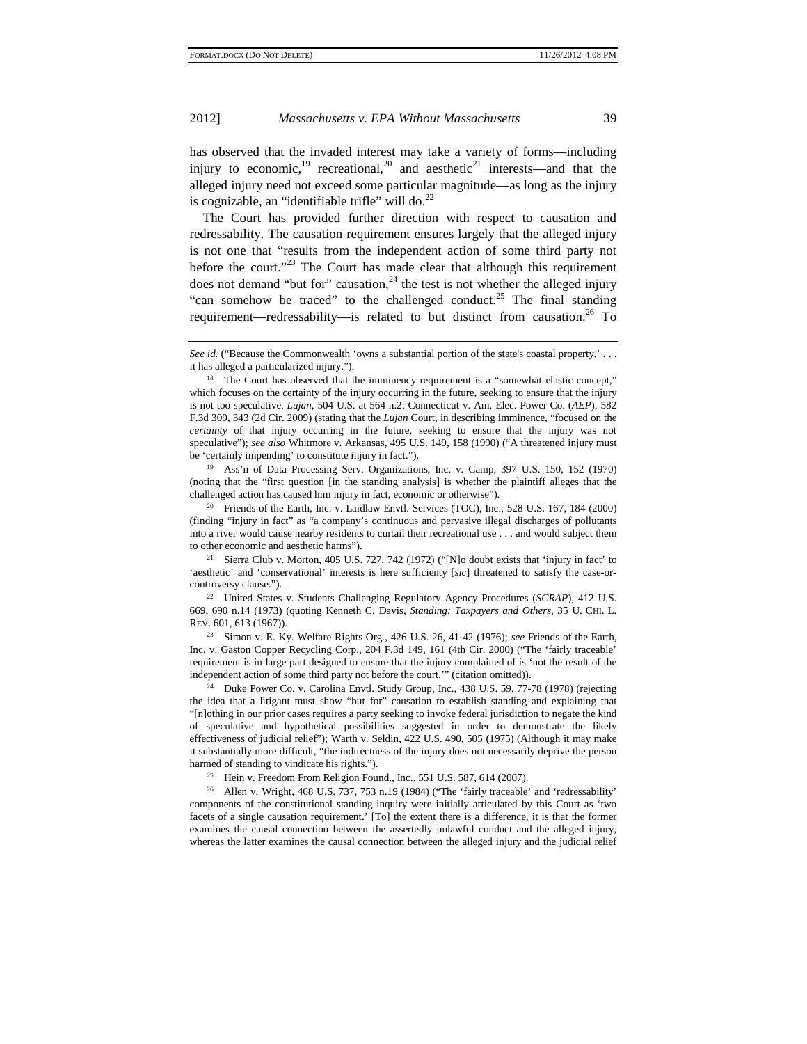has observed that the invaded interest may take a variety of forms—including injury to economic,[19] recreational,[20] and aesthetic[21] interests—and that the alleged injury need not exceed some particular magnitude—as long as the injury is cognizable, an "identifiable trifle" will do.[22]

The Court has provided further direction with respect to causation and redressability. The causation requirement ensures largely that the alleged injury is not one that "results from the independent action of some third party not before the court."[23] The Court has made clear that although this requirement does not demand "but for" causation,[24] the test is not whether the alleged injury "can somehow be traced" to the challenged conduct.[25] The final standing requirement—redressability—is related to but distinct from causation.[26] To

---

*See id.* ("Because the Commonwealth 'owns a substantial portion of the state's coastal property,' . . . it has alleged a particularized injury.").

[18] The Court has observed that the imminency requirement is a "somewhat elastic concept," which focuses on the certainty of the injury occurring in the future, seeking to ensure that the injury is not too speculative. *Lujan*, 504 U.S. at 564 n.2; Connecticut v. Am. Elec. Power Co. (*AEP*), 582 F.3d 309, 343 (2d Cir. 2009) (stating that the *Lujan* Court, in describing imminence, "focused on the *certainty* of that injury occurring in the future, seeking to ensure that the injury was not speculative"); *see also* Whitmore v. Arkansas, 495 U.S. 149, 158 (1990) ("A threatened injury must be 'certainly impending' to constitute injury in fact.").

[19] Ass'n of Data Processing Serv. Organizations, Inc. v. Camp, 397 U.S. 150, 152 (1970) (noting that the "first question [in the standing analysis] is whether the plaintiff alleges that the challenged action has caused him injury in fact, economic or otherwise").

[20] Friends of the Earth, Inc. v. Laidlaw Envtl. Services (TOC), Inc., 528 U.S. 167, 184 (2000) (finding "injury in fact" as "a company's continuous and pervasive illegal discharges of pollutants into a river would cause nearby residents to curtail their recreational use . . . and would subject them to other economic and aesthetic harms").

[21] Sierra Club v. Morton, 405 U.S. 727, 742 (1972) ("[N]o doubt exists that 'injury in fact' to 'aesthetic' and 'conservational' interests is here sufficienty [*sic*] threatened to satisfy the case-or-controversy clause.").

[22] United States v. Students Challenging Regulatory Agency Procedures (*SCRAP*), 412 U.S. 669, 690 n.14 (1973) (quoting Kenneth C. Davis, *Standing: Taxpayers and Others*, 35 U. CHI. L. REV. 601, 613 (1967)).

[23] Simon v. E. Ky. Welfare Rights Org., 426 U.S. 26, 41-42 (1976); *see* Friends of the Earth, Inc. v. Gaston Copper Recycling Corp., 204 F.3d 149, 161 (4th Cir. 2000) ("The 'fairly traceable' requirement is in large part designed to ensure that the injury complained of is 'not the result of the independent action of some third party not before the court.'" (citation omitted)).

[24] Duke Power Co. v. Carolina Envtl. Study Group, Inc., 438 U.S. 59, 77-78 (1978) (rejecting the idea that a litigant must show "but for" causation to establish standing and explaining that "[n]othing in our prior cases requires a party seeking to invoke federal jurisdiction to negate the kind of speculative and hypothetical possibilities suggested in order to demonstrate the likely effectiveness of judicial relief"); Warth v. Seldin, 422 U.S. 490, 505 (1975) (Although it may make it substantially more difficult, "the indirectness of the injury does not necessarily deprive the person harmed of standing to vindicate his rights.").

[25] Hein v. Freedom From Religion Found., Inc., 551 U.S. 587, 614 (2007).

[26] Allen v. Wright, 468 U.S. 737, 753 n.19 (1984) ("The 'fairly traceable' and 'redressability' components of the constitutional standing inquiry were initially articulated by this Court as 'two facets of a single causation requirement.' [To] the extent there is a difference, it is that the former examines the causal connection between the assertedly unlawful conduct and the alleged injury, whereas the latter examines the causal connection between the alleged injury and the judicial relief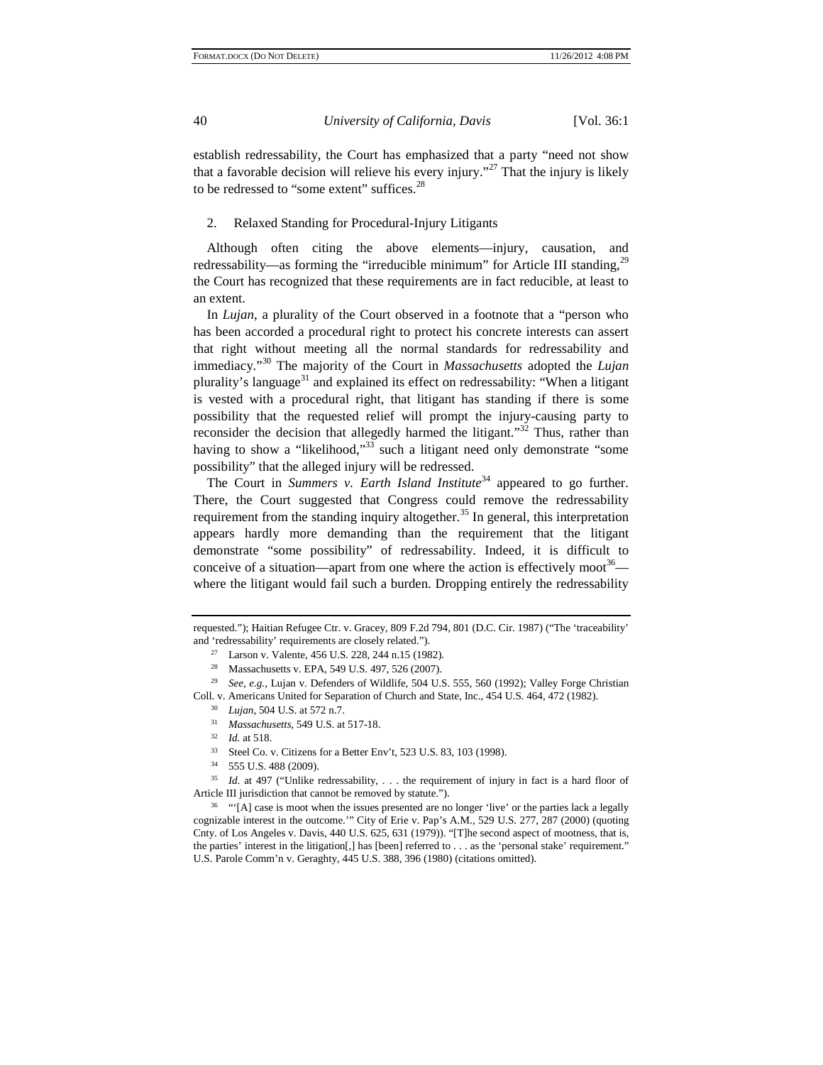establish redressability, the Court has emphasized that a party "need not show that a favorable decision will relieve his every injury."[27] That the injury is likely to be redressed to "some extent" suffices.[28]

2. Relaxed Standing for Procedural-Injury Litigants

Although often citing the above elements—injury, causation, and redressability—as forming the "irreducible minimum" for Article III standing,[29] the Court has recognized that these requirements are in fact reducible, at least to an extent.

In *Lujan*, a plurality of the Court observed in a footnote that a "person who has been accorded a procedural right to protect his concrete interests can assert that right without meeting all the normal standards for redressability and immediacy."[30] The majority of the Court in *Massachusetts* adopted the *Lujan* plurality's language[31] and explained its effect on redressability: "When a litigant is vested with a procedural right, that litigant has standing if there is some possibility that the requested relief will prompt the injury-causing party to reconsider the decision that allegedly harmed the litigant."[32] Thus, rather than having to show a "likelihood,"[33] such a litigant need only demonstrate "some possibility" that the alleged injury will be redressed.

The Court in *Summers v. Earth Island Institute*[34] appeared to go further. There, the Court suggested that Congress could remove the redressability requirement from the standing inquiry altogether.[35] In general, this interpretation appears hardly more demanding than the requirement that the litigant demonstrate "some possibility" of redressability. Indeed, it is difficult to conceive of a situation—apart from one where the action is effectively moot[36]—where the litigant would fail such a burden. Dropping entirely the redressability

---

requested."); Haitian Refugee Ctr. v. Gracey, 809 F.2d 794, 801 (D.C. Cir. 1987) ("The 'traceability' and 'redressability' requirements are closely related.").

[27] Larson v. Valente, 456 U.S. 228, 244 n.15 (1982).

[28] Massachusetts v. EPA, 549 U.S. 497, 526 (2007).

[29] *See, e.g.*, Lujan v. Defenders of Wildlife, 504 U.S. 555, 560 (1992); Valley Forge Christian Coll. v. Americans United for Separation of Church and State, Inc., 454 U.S. 464, 472 (1982).

[30] *Lujan*, 504 U.S. at 572 n.7.

[31] *Massachusetts*, 549 U.S. at 517-18.

[32] *Id.* at 518.

[33] Steel Co. v. Citizens for a Better Env't, 523 U.S. 83, 103 (1998).

[34] 555 U.S. 488 (2009).

[35] *Id.* at 497 ("Unlike redressability, . . . the requirement of injury in fact is a hard floor of Article III jurisdiction that cannot be removed by statute.").

[36] "'[A] case is moot when the issues presented are no longer 'live' or the parties lack a legally cognizable interest in the outcome.'" City of Erie v. Pap's A.M., 529 U.S. 277, 287 (2000) (quoting Cnty. of Los Angeles v. Davis, 440 U.S. 625, 631 (1979)). "[T]he second aspect of mootness, that is, the parties' interest in the litigation[,] has [been] referred to . . . as the 'personal stake' requirement." U.S. Parole Comm'n v. Geraghty, 445 U.S. 388, 396 (1980) (citations omitted).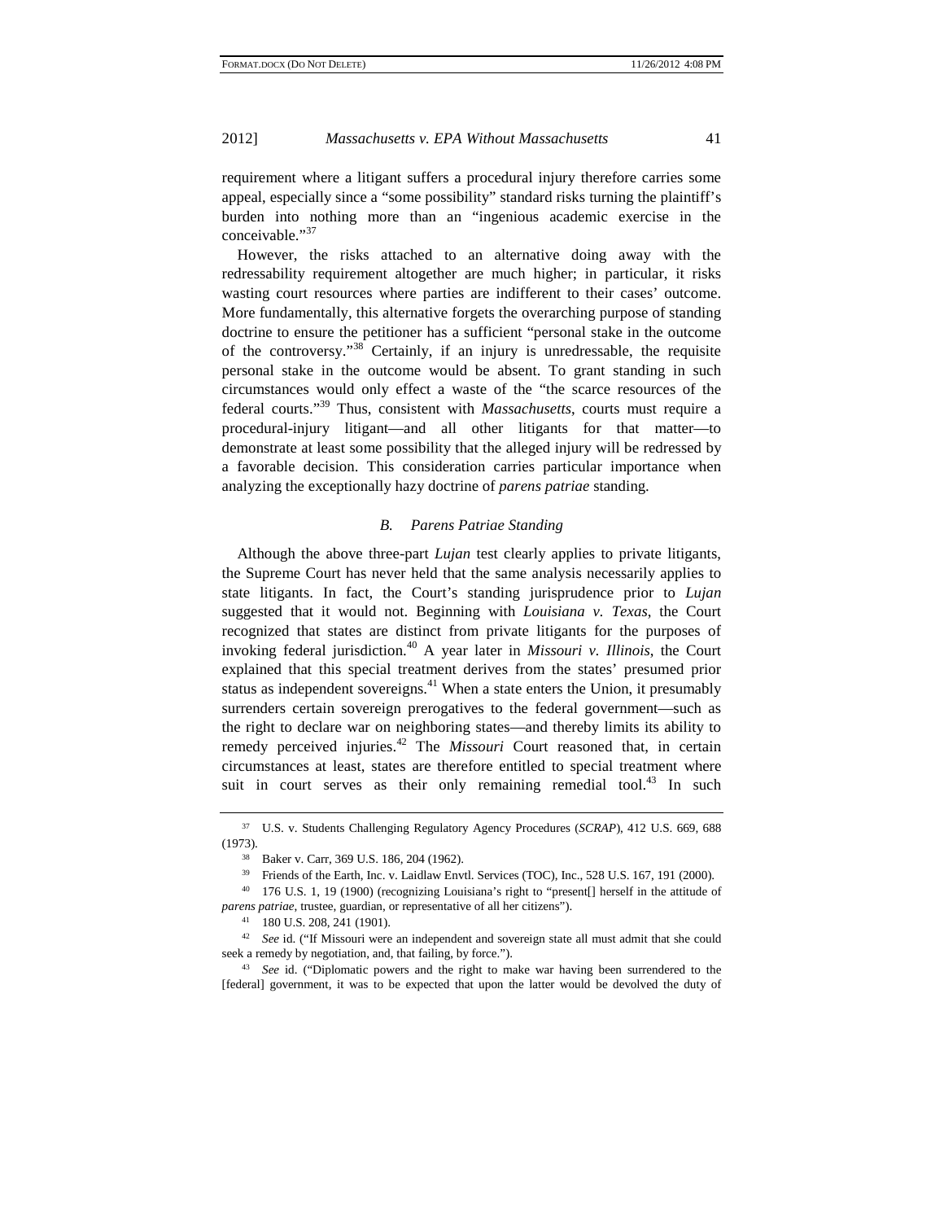requirement where a litigant suffers a procedural injury therefore carries some appeal, especially since a "some possibility" standard risks turning the plaintiff's burden into nothing more than an "ingenious academic exercise in the conceivable."[37]

However, the risks attached to an alternative doing away with the redressability requirement altogether are much higher; in particular, it risks wasting court resources where parties are indifferent to their cases' outcome. More fundamentally, this alternative forgets the overarching purpose of standing doctrine to ensure the petitioner has a sufficient "personal stake in the outcome of the controversy."[38] Certainly, if an injury is unredressable, the requisite personal stake in the outcome would be absent. To grant standing in such circumstances would only effect a waste of the "the scarce resources of the federal courts."[39] Thus, consistent with *Massachusetts*, courts must require a procedural-injury litigant—and all other litigants for that matter—to demonstrate at least some possibility that the alleged injury will be redressed by a favorable decision. This consideration carries particular importance when analyzing the exceptionally hazy doctrine of *parens patriae* standing.

### *B. Parens Patriae Standing*

Although the above three-part *Lujan* test clearly applies to private litigants, the Supreme Court has never held that the same analysis necessarily applies to state litigants. In fact, the Court's standing jurisprudence prior to *Lujan* suggested that it would not. Beginning with *Louisiana v. Texas*, the Court recognized that states are distinct from private litigants for the purposes of invoking federal jurisdiction.[40] A year later in *Missouri v. Illinois*, the Court explained that this special treatment derives from the states' presumed prior status as independent sovereigns.[41] When a state enters the Union, it presumably surrenders certain sovereign prerogatives to the federal government—such as the right to declare war on neighboring states—and thereby limits its ability to remedy perceived injuries.[42] The *Missouri* Court reasoned that, in certain circumstances at least, states are therefore entitled to special treatment where suit in court serves as their only remaining remedial tool.[43] In such

---

[37] U.S. v. Students Challenging Regulatory Agency Procedures (*SCRAP*), 412 U.S. 669, 688 (1973).

[38] Baker v. Carr, 369 U.S. 186, 204 (1962).

[39] Friends of the Earth, Inc. v. Laidlaw Envtl. Services (TOC), Inc., 528 U.S. 167, 191 (2000).

[40] 176 U.S. 1, 19 (1900) (recognizing Louisiana's right to "present[] herself in the attitude of *parens patriae*, trustee, guardian, or representative of all her citizens").

[41] 180 U.S. 208, 241 (1901).

[42] *See* id. ("If Missouri were an independent and sovereign state all must admit that she could seek a remedy by negotiation, and, that failing, by force.").

[43] *See* id. ("Diplomatic powers and the right to make war having been surrendered to the [federal] government, it was to be expected that upon the latter would be devolved the duty of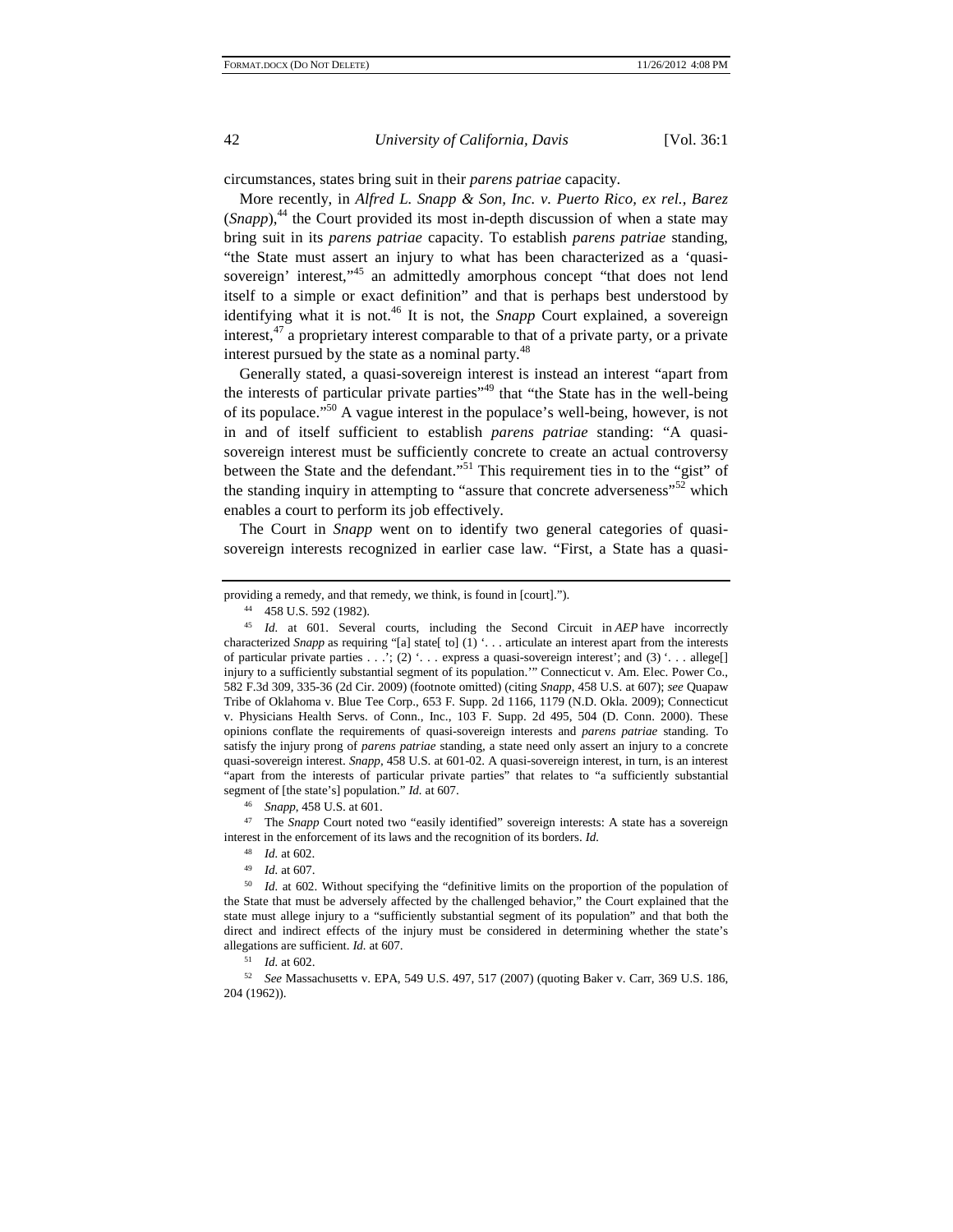circumstances, states bring suit in their *parens patriae* capacity.

More recently, in *Alfred L. Snapp & Son, Inc. v. Puerto Rico, ex rel., Barez* (*Snapp*),[44] the Court provided its most in-depth discussion of when a state may bring suit in its *parens patriae* capacity. To establish *parens patriae* standing, "the State must assert an injury to what has been characterized as a 'quasi-sovereign' interest,"[45] an admittedly amorphous concept "that does not lend itself to a simple or exact definition" and that is perhaps best understood by identifying what it is not.[46] It is not, the *Snapp* Court explained, a sovereign interest,[47] a proprietary interest comparable to that of a private party, or a private interest pursued by the state as a nominal party.[48]

Generally stated, a quasi-sovereign interest is instead an interest "apart from the interests of particular private parties"[49] that "the State has in the well-being of its populace."[50] A vague interest in the populace's well-being, however, is not in and of itself sufficient to establish *parens patriae* standing: "A quasi-sovereign interest must be sufficiently concrete to create an actual controversy between the State and the defendant."[51] This requirement ties in to the "gist" of the standing inquiry in attempting to "assure that concrete adverseness"[52] which enables a court to perform its job effectively.

The Court in *Snapp* went on to identify two general categories of quasi-sovereign interests recognized in earlier case law. "First, a State has a quasi-

---

providing a remedy, and that remedy, we think, is found in [court].").

[44] 458 U.S. 592 (1982).

[45] *Id.* at 601. Several courts, including the Second Circuit in *AEP* have incorrectly characterized *Snapp* as requiring "[a] state[ to] (1) '. . . articulate an interest apart from the interests of particular private parties . . .'; (2) '. . . express a quasi-sovereign interest'; and (3) '. . . allege[] injury to a sufficiently substantial segment of its population.'" Connecticut v. Am. Elec. Power Co., 582 F.3d 309, 335-36 (2d Cir. 2009) (footnote omitted) (citing *Snapp*, 458 U.S. at 607); *see* Quapaw Tribe of Oklahoma v. Blue Tee Corp., 653 F. Supp. 2d 1166, 1179 (N.D. Okla. 2009); Connecticut v. Physicians Health Servs. of Conn., Inc., 103 F. Supp. 2d 495, 504 (D. Conn. 2000). These opinions conflate the requirements of quasi-sovereign interests and *parens patriae* standing. To satisfy the injury prong of *parens patriae* standing, a state need only assert an injury to a concrete quasi-sovereign interest. *Snapp*, 458 U.S. at 601-02. A quasi-sovereign interest, in turn, is an interest "apart from the interests of particular private parties" that relates to "a sufficiently substantial segment of [the state's] population." *Id.* at 607.

[46] *Snapp*, 458 U.S. at 601.

[47] The *Snapp* Court noted two "easily identified" sovereign interests: A state has a sovereign interest in the enforcement of its laws and the recognition of its borders. *Id.*

[48] *Id.* at 602.

[49] *Id.* at 607.

[50] *Id.* at 602. Without specifying the "definitive limits on the proportion of the population of the State that must be adversely affected by the challenged behavior," the Court explained that the state must allege injury to a "sufficiently substantial segment of its population" and that both the direct and indirect effects of the injury must be considered in determining whether the state's allegations are sufficient. *Id.* at 607.

[51] *Id.* at 602.

[52] *See* Massachusetts v. EPA, 549 U.S. 497, 517 (2007) (quoting Baker v. Carr, 369 U.S. 186, 204 (1962)).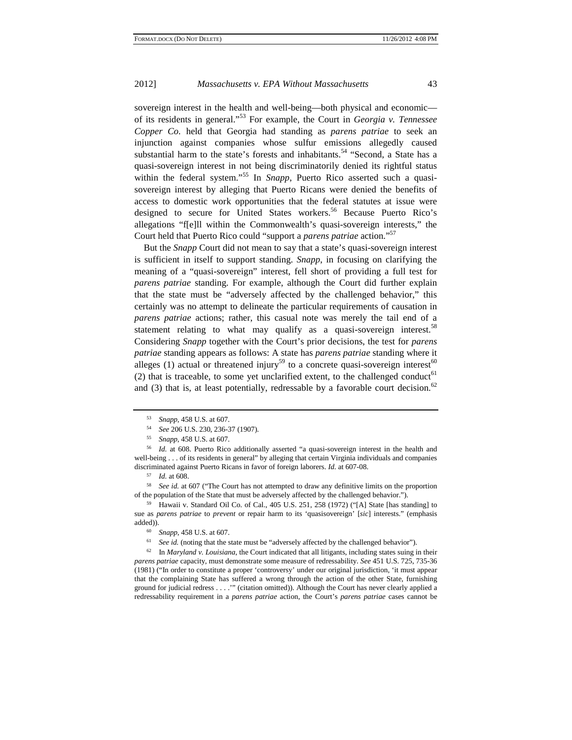sovereign interest in the health and well-being—both physical and economic—of its residents in general."[53] For example, the Court in *Georgia v. Tennessee Copper Co.* held that Georgia had standing as *parens patriae* to seek an injunction against companies whose sulfur emissions allegedly caused substantial harm to the state's forests and inhabitants.[54] "Second, a State has a quasi-sovereign interest in not being discriminatorily denied its rightful status within the federal system."[55] In *Snapp*, Puerto Rico asserted such a quasi-sovereign interest by alleging that Puerto Ricans were denied the benefits of access to domestic work opportunities that the federal statutes at issue were designed to secure for United States workers.[56] Because Puerto Rico's allegations "f[e]ll within the Commonwealth's quasi-sovereign interests," the Court held that Puerto Rico could "support a *parens patriae* action."[57]

But the *Snapp* Court did not mean to say that a state's quasi-sovereign interest is sufficient in itself to support standing. *Snapp*, in focusing on clarifying the meaning of a "quasi-sovereign" interest, fell short of providing a full test for *parens patriae* standing. For example, although the Court did further explain that the state must be "adversely affected by the challenged behavior," this certainly was no attempt to delineate the particular requirements of causation in *parens patriae* actions; rather, this casual note was merely the tail end of a statement relating to what may qualify as a quasi-sovereign interest.[58] Considering *Snapp* together with the Court's prior decisions, the test for *parens patriae* standing appears as follows: A state has *parens patriae* standing where it alleges (1) actual or threatened injury[59] to a concrete quasi-sovereign interest[60] (2) that is traceable, to some yet unclarified extent, to the challenged conduct[61] and (3) that is, at least potentially, redressable by a favorable court decision.[62]

---

[53] *Snapp*, 458 U.S. at 607.

[54] *See* 206 U.S. 230, 236-37 (1907).

[55] *Snapp*, 458 U.S. at 607.

[56] *Id.* at 608. Puerto Rico additionally asserted "a quasi-sovereign interest in the health and well-being . . . of its residents in general" by alleging that certain Virginia individuals and companies discriminated against Puerto Ricans in favor of foreign laborers. *Id.* at 607-08.

[57] *Id.* at 608.

[58] *See id.* at 607 ("The Court has not attempted to draw any definitive limits on the proportion of the population of the State that must be adversely affected by the challenged behavior.").

[59] Hawaii v. Standard Oil Co. of Cal., 405 U.S. 251, 258 (1972) ("[A] State [has standing] to sue as *parens patriae* to *prevent* or repair harm to its 'quasisovereign' [*sic*] interests." (emphasis added)).

[60] *Snapp*, 458 U.S. at 607.

[61] *See id.* (noting that the state must be "adversely affected by the challenged behavior").

[62] In *Maryland v. Louisiana*, the Court indicated that all litigants, including states suing in their *parens patriae* capacity, must demonstrate some measure of redressability. *See* 451 U.S. 725, 735-36 (1981) ("In order to constitute a proper 'controversy' under our original jurisdiction, 'it must appear that the complaining State has suffered a wrong through the action of the other State, furnishing ground for judicial redress . . . .'" (citation omitted)). Although the Court has never clearly applied a redressability requirement in a *parens patriae* action, the Court's *parens patriae* cases cannot be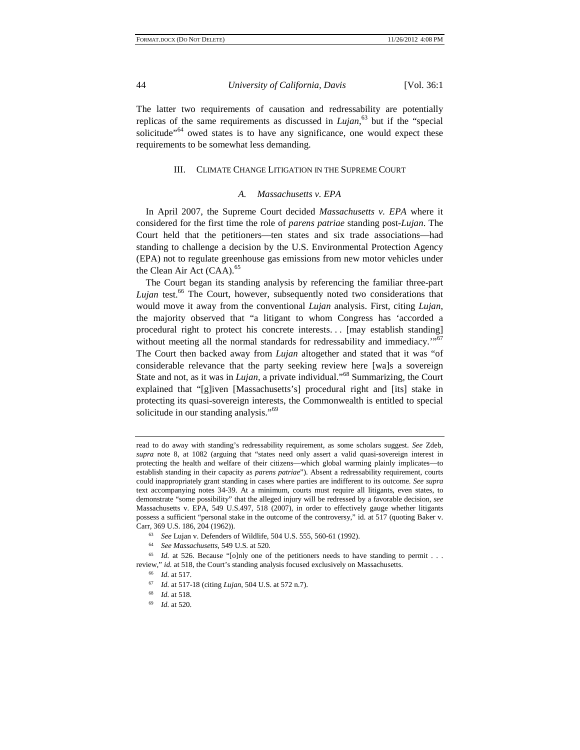The latter two requirements of causation and redressability are potentially replicas of the same requirements as discussed in *Lujan*,[63] but if the "special solicitude"[64] owed states is to have any significance, one would expect these requirements to be somewhat less demanding.

## III. Climate Change Litigation in the Supreme Court

### *A. Massachusetts v. EPA*

In April 2007, the Supreme Court decided *Massachusetts v. EPA* where it considered for the first time the role of *parens patriae* standing post-*Lujan*. The Court held that the petitioners—ten states and six trade associations—had standing to challenge a decision by the U.S. Environmental Protection Agency (EPA) not to regulate greenhouse gas emissions from new motor vehicles under the Clean Air Act (CAA).[65]

The Court began its standing analysis by referencing the familiar three-part *Lujan* test.[66] The Court, however, subsequently noted two considerations that would move it away from the conventional *Lujan* analysis. First, citing *Lujan*, the majority observed that "a litigant to whom Congress has 'accorded a procedural right to protect his concrete interests. . . [may establish standing] without meeting all the normal standards for redressability and immediacy.'"[67] The Court then backed away from *Lujan* altogether and stated that it was "of considerable relevance that the party seeking review here [wa]s a sovereign State and not, as it was in *Lujan*, a private individual."[68] Summarizing, the Court explained that "[g]iven [Massachusetts's] procedural right and [its] stake in protecting its quasi-sovereign interests, the Commonwealth is entitled to special solicitude in our standing analysis."[69]

---

read to do away with standing's redressability requirement, as some scholars suggest. *See* Zdeb, *supra* note 8, at 1082 (arguing that "states need only assert a valid quasi-sovereign interest in protecting the health and welfare of their citizens—which global warming plainly implicates—to establish standing in their capacity as *parens patriae*"). Absent a redressability requirement, courts could inappropriately grant standing in cases where parties are indifferent to its outcome. *See supra* text accompanying notes 34-39. At a minimum, courts must require all litigants, even states, to demonstrate "some possibility" that the alleged injury will be redressed by a favorable decision, *see* Massachusetts v. EPA, 549 U.S.497, 518 (2007), in order to effectively gauge whether litigants possess a sufficient "personal stake in the outcome of the controversy," id. at 517 (quoting Baker v. Carr, 369 U.S. 186, 204 (1962)).

[63] *See* Lujan v. Defenders of Wildlife, 504 U.S. 555, 560-61 (1992).

[64] *See Massachusetts*, 549 U.S. at 520.

[65] *Id.* at 526. Because "[o]nly one of the petitioners needs to have standing to permit . . . review," *id.* at 518, the Court's standing analysis focused exclusively on Massachusetts.

[66] *Id.* at 517.

[67] *Id.* at 517-18 (citing *Lujan*, 504 U.S. at 572 n.7).

[68] *Id.* at 518.

[69] *Id.* at 520.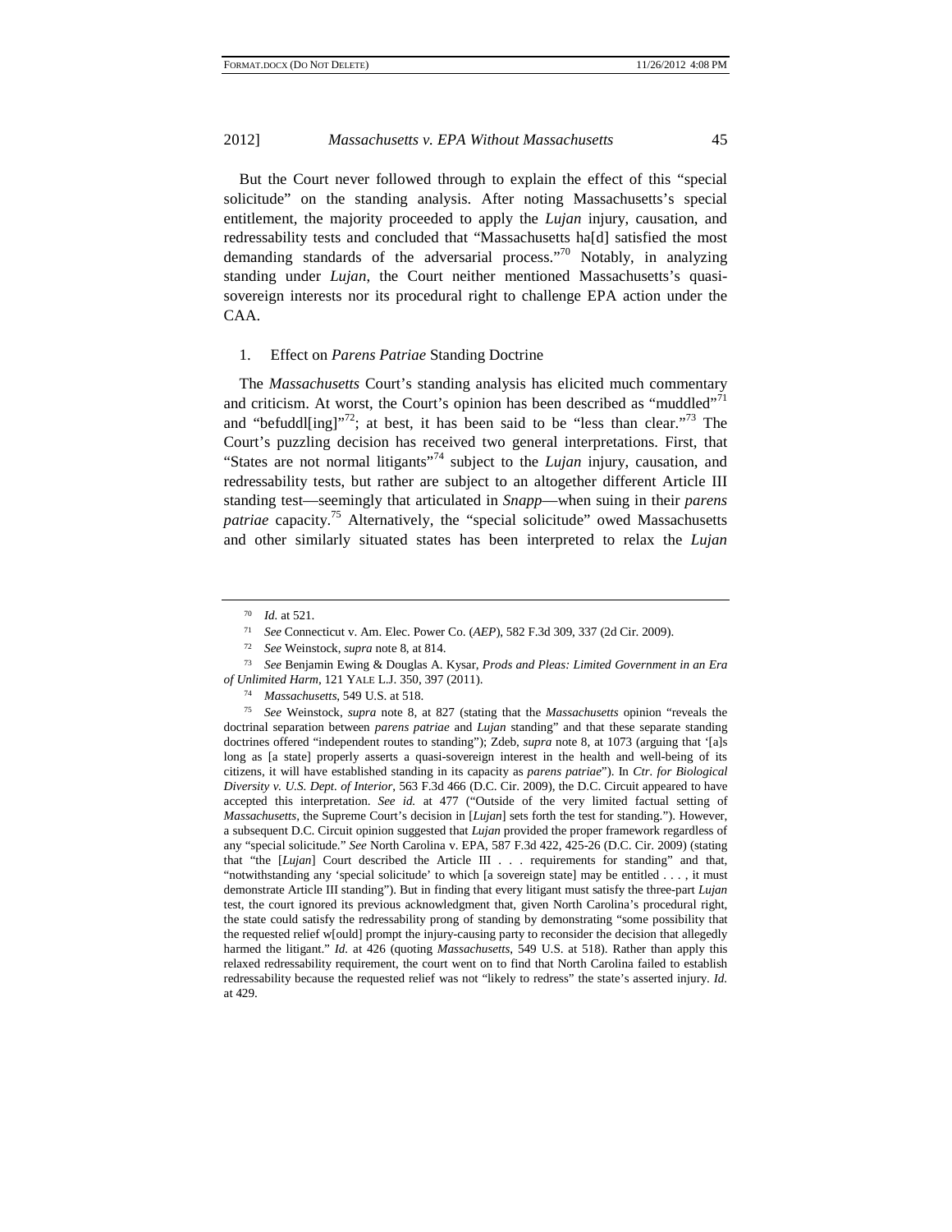But the Court never followed through to explain the effect of this "special solicitude" on the standing analysis. After noting Massachusetts's special entitlement, the majority proceeded to apply the *Lujan* injury, causation, and redressability tests and concluded that "Massachusetts ha[d] satisfied the most demanding standards of the adversarial process."[70] Notably, in analyzing standing under *Lujan*, the Court neither mentioned Massachusetts's quasi-sovereign interests nor its procedural right to challenge EPA action under the CAA.

### 1. Effect on *Parens Patriae* Standing Doctrine

The *Massachusetts* Court's standing analysis has elicited much commentary and criticism. At worst, the Court's opinion has been described as "muddled"[71] and "befuddl[ing]"[72]; at best, it has been said to be "less than clear."[73] The Court's puzzling decision has received two general interpretations. First, that "States are not normal litigants"[74] subject to the *Lujan* injury, causation, and redressability tests, but rather are subject to an altogether different Article III standing test—seemingly that articulated in *Snapp*—when suing in their *parens patriae* capacity.[75] Alternatively, the "special solicitude" owed Massachusetts and other similarly situated states has been interpreted to relax the *Lujan*

---

[70] *Id.* at 521.

[71] *See* Connecticut v. Am. Elec. Power Co. (*AEP*), 582 F.3d 309, 337 (2d Cir. 2009).

[72] *See* Weinstock, *supra* note 8, at 814.

[73] *See* Benjamin Ewing & Douglas A. Kysar, *Prods and Pleas: Limited Government in an Era of Unlimited Harm*, 121 YALE L.J. 350, 397 (2011).

[74] *Massachusetts*, 549 U.S. at 518.

[75] *See* Weinstock, *supra* note 8, at 827 (stating that the *Massachusetts* opinion "reveals the doctrinal separation between *parens patriae* and *Lujan* standing" and that these separate standing doctrines offered "independent routes to standing"); Zdeb, *supra* note 8, at 1073 (arguing that '[a]s long as [a state] properly asserts a quasi-sovereign interest in the health and well-being of its citizens, it will have established standing in its capacity as *parens patriae*"). In *Ctr. for Biological Diversity v. U.S. Dept. of Interior*, 563 F.3d 466 (D.C. Cir. 2009), the D.C. Circuit appeared to have accepted this interpretation. *See id.* at 477 ("Outside of the very limited factual setting of *Massachusetts*, the Supreme Court's decision in [*Lujan*] sets forth the test for standing."). However, a subsequent D.C. Circuit opinion suggested that *Lujan* provided the proper framework regardless of any "special solicitude." *See* North Carolina v. EPA, 587 F.3d 422, 425-26 (D.C. Cir. 2009) (stating that "the [*Lujan*] Court described the Article III . . . requirements for standing" and that, "notwithstanding any 'special solicitude' to which [a sovereign state] may be entitled . . . , it must demonstrate Article III standing"). But in finding that every litigant must satisfy the three-part *Lujan* test, the court ignored its previous acknowledgment that, given North Carolina's procedural right, the state could satisfy the redressability prong of standing by demonstrating "some possibility that the requested relief w[ould] prompt the injury-causing party to reconsider the decision that allegedly harmed the litigant." *Id.* at 426 (quoting *Massachusetts*, 549 U.S. at 518). Rather than apply this relaxed redressability requirement, the court went on to find that North Carolina failed to establish redressability because the requested relief was not "likely to redress" the state's asserted injury. *Id.* at 429.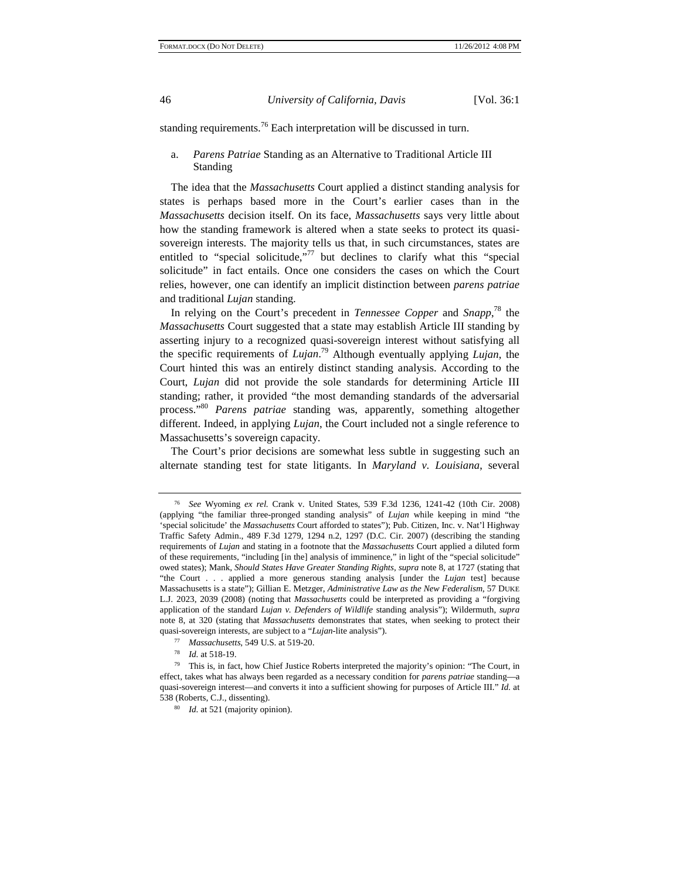standing requirements.[76] Each interpretation will be discussed in turn.

a. *Parens Patriae* Standing as an Alternative to Traditional Article III Standing

The idea that the *Massachusetts* Court applied a distinct standing analysis for states is perhaps based more in the Court's earlier cases than in the *Massachusetts* decision itself. On its face, *Massachusetts* says very little about how the standing framework is altered when a state seeks to protect its quasi-sovereign interests. The majority tells us that, in such circumstances, states are entitled to "special solicitude,"[77] but declines to clarify what this "special solicitude" in fact entails. Once one considers the cases on which the Court relies, however, one can identify an implicit distinction between *parens patriae* and traditional *Lujan* standing.

In relying on the Court's precedent in *Tennessee Copper* and *Snapp*,[78] the *Massachusetts* Court suggested that a state may establish Article III standing by asserting injury to a recognized quasi-sovereign interest without satisfying all the specific requirements of *Lujan*.[79] Although eventually applying *Lujan*, the Court hinted this was an entirely distinct standing analysis. According to the Court, *Lujan* did not provide the sole standards for determining Article III standing; rather, it provided "the most demanding standards of the adversarial process."[80] *Parens patriae* standing was, apparently, something altogether different. Indeed, in applying *Lujan*, the Court included not a single reference to Massachusetts's sovereign capacity.

The Court's prior decisions are somewhat less subtle in suggesting such an alternate standing test for state litigants. In *Maryland v. Louisiana*, several

---

[76] *See* Wyoming *ex rel.* Crank v. United States, 539 F.3d 1236, 1241-42 (10th Cir. 2008) (applying "the familiar three-pronged standing analysis" of *Lujan* while keeping in mind "the 'special solicitude' the *Massachusetts* Court afforded to states"); Pub. Citizen, Inc. v. Nat'l Highway Traffic Safety Admin., 489 F.3d 1279, 1294 n.2, 1297 (D.C. Cir. 2007) (describing the standing requirements of *Lujan* and stating in a footnote that the *Massachusetts* Court applied a diluted form of these requirements, "including [in the] analysis of imminence," in light of the "special solicitude" owed states); Mank, *Should States Have Greater Standing Rights*, *supra* note 8, at 1727 (stating that "the Court . . . applied a more generous standing analysis [under the *Lujan* test] because Massachusetts is a state"); Gillian E. Metzger, *Administrative Law as the New Federalism*, 57 DUKE L.J. 2023, 2039 (2008) (noting that *Massachusetts* could be interpreted as providing a "forgiving application of the standard *Lujan v. Defenders of Wildlife* standing analysis"); Wildermuth, *supra* note 8, at 320 (stating that *Massachusetts* demonstrates that states, when seeking to protect their quasi-sovereign interests, are subject to a "*Lujan*-lite analysis").

[77] *Massachusetts*, 549 U.S. at 519-20.

[78] *Id.* at 518-19.

[79] This is, in fact, how Chief Justice Roberts interpreted the majority's opinion: "The Court, in effect, takes what has always been regarded as a necessary condition for *parens patriae* standing—a quasi-sovereign interest—and converts it into a sufficient showing for purposes of Article III." *Id.* at 538 (Roberts, C.J., dissenting).

[80] *Id.* at 521 (majority opinion).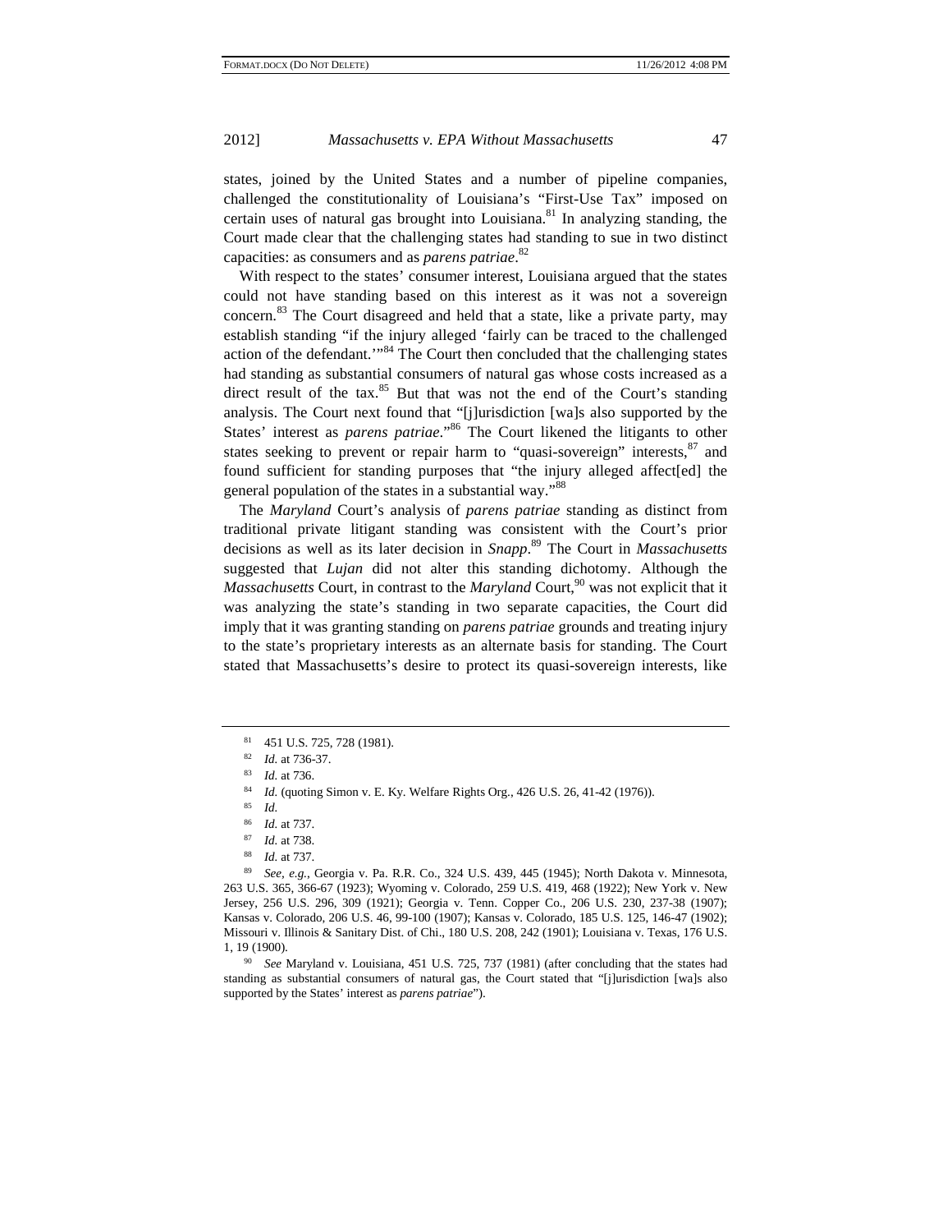states, joined by the United States and a number of pipeline companies, challenged the constitutionality of Louisiana's "First-Use Tax" imposed on certain uses of natural gas brought into Louisiana.[81] In analyzing standing, the Court made clear that the challenging states had standing to sue in two distinct capacities: as consumers and as *parens patriae*.[82]

With respect to the states' consumer interest, Louisiana argued that the states could not have standing based on this interest as it was not a sovereign concern.[83] The Court disagreed and held that a state, like a private party, may establish standing "if the injury alleged 'fairly can be traced to the challenged action of the defendant.'"[84] The Court then concluded that the challenging states had standing as substantial consumers of natural gas whose costs increased as a direct result of the tax.[85] But that was not the end of the Court's standing analysis. The Court next found that "[j]urisdiction [wa]s also supported by the States' interest as *parens patriae*."[86] The Court likened the litigants to other states seeking to prevent or repair harm to "quasi-sovereign" interests,[87] and found sufficient for standing purposes that "the injury alleged affect[ed] the general population of the states in a substantial way."[88]

The *Maryland* Court's analysis of *parens patriae* standing as distinct from traditional private litigant standing was consistent with the Court's prior decisions as well as its later decision in *Snapp*.[89] The Court in *Massachusetts* suggested that *Lujan* did not alter this standing dichotomy. Although the *Massachusetts* Court, in contrast to the *Maryland* Court,[90] was not explicit that it was analyzing the state's standing in two separate capacities, the Court did imply that it was granting standing on *parens patriae* grounds and treating injury to the state's proprietary interests as an alternate basis for standing. The Court stated that Massachusetts's desire to protect its quasi-sovereign interests, like

---

[81] 451 U.S. 725, 728 (1981).

[82] *Id.* at 736-37.

[83] *Id.* at 736.

[84] *Id.* (quoting Simon v. E. Ky. Welfare Rights Org., 426 U.S. 26, 41-42 (1976)).

[85] *Id.*

[86] *Id.* at 737.

[87] *Id.* at 738.

[88] *Id.* at 737.

[89] *See, e.g.*, Georgia v. Pa. R.R. Co., 324 U.S. 439, 445 (1945); North Dakota v. Minnesota, 263 U.S. 365, 366-67 (1923); Wyoming v. Colorado, 259 U.S. 419, 468 (1922); New York v. New Jersey, 256 U.S. 296, 309 (1921); Georgia v. Tenn. Copper Co., 206 U.S. 230, 237-38 (1907); Kansas v. Colorado, 206 U.S. 46, 99-100 (1907); Kansas v. Colorado, 185 U.S. 125, 146-47 (1902); Missouri v. Illinois & Sanitary Dist. of Chi., 180 U.S. 208, 242 (1901); Louisiana v. Texas, 176 U.S. 1, 19 (1900).

[90] *See* Maryland v. Louisiana, 451 U.S. 725, 737 (1981) (after concluding that the states had standing as substantial consumers of natural gas, the Court stated that "[j]urisdiction [wa]s also supported by the States' interest as *parens patriae*").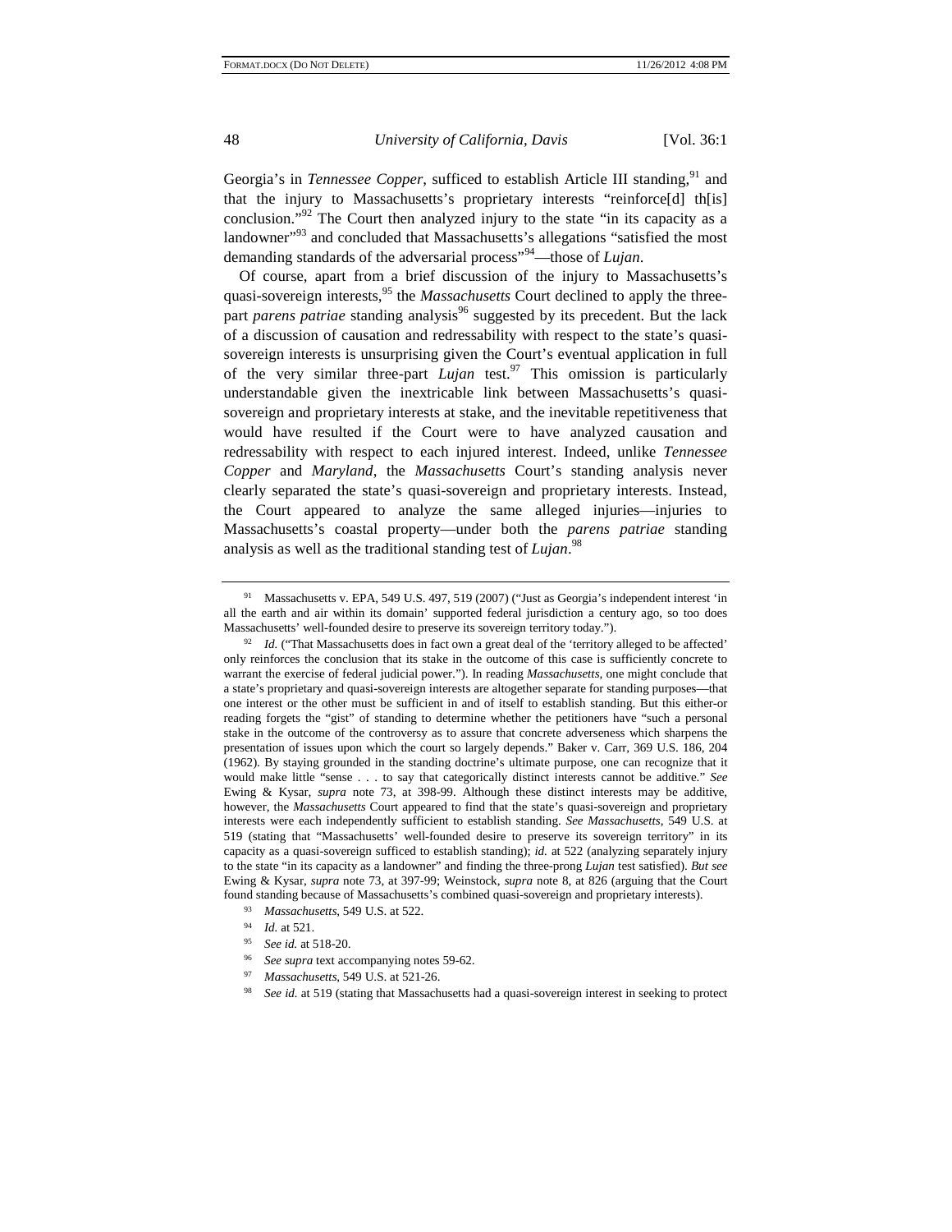Georgia's in *Tennessee Copper*, sufficed to establish Article III standing,[91] and that the injury to Massachusetts's proprietary interests "reinforce[d] th[is] conclusion."[92] The Court then analyzed injury to the state "in its capacity as a landowner"[93] and concluded that Massachusetts's allegations "satisfied the most demanding standards of the adversarial process"[94]—those of *Lujan*.

Of course, apart from a brief discussion of the injury to Massachusetts's quasi-sovereign interests,[95] the *Massachusetts* Court declined to apply the three-part *parens patriae* standing analysis[96] suggested by its precedent. But the lack of a discussion of causation and redressability with respect to the state's quasi-sovereign interests is unsurprising given the Court's eventual application in full of the very similar three-part *Lujan* test.[97] This omission is particularly understandable given the inextricable link between Massachusetts's quasi-sovereign and proprietary interests at stake, and the inevitable repetitiveness that would have resulted if the Court were to have analyzed causation and redressability with respect to each injured interest. Indeed, unlike *Tennessee Copper* and *Maryland*, the *Massachusetts* Court's standing analysis never clearly separated the state's quasi-sovereign and proprietary interests. Instead, the Court appeared to analyze the same alleged injuries—injuries to Massachusetts's coastal property—under both the *parens patriae* standing analysis as well as the traditional standing test of *Lujan*.[98]

---

[91] Massachusetts v. EPA, 549 U.S. 497, 519 (2007) ("Just as Georgia's independent interest 'in all the earth and air within its domain' supported federal jurisdiction a century ago, so too does Massachusetts' well-founded desire to preserve its sovereign territory today.").

[92] *Id.* ("That Massachusetts does in fact own a great deal of the 'territory alleged to be affected' only reinforces the conclusion that its stake in the outcome of this case is sufficiently concrete to warrant the exercise of federal judicial power."). In reading *Massachusetts*, one might conclude that a state's proprietary and quasi-sovereign interests are altogether separate for standing purposes—that one interest or the other must be sufficient in and of itself to establish standing. But this either-or reading forgets the "gist" of standing to determine whether the petitioners have "such a personal stake in the outcome of the controversy as to assure that concrete adverseness which sharpens the presentation of issues upon which the court so largely depends." Baker v. Carr, 369 U.S. 186, 204 (1962). By staying grounded in the standing doctrine's ultimate purpose, one can recognize that it would make little "sense . . . to say that categorically distinct interests cannot be additive." *See* Ewing & Kysar, *supra* note 73, at 398-99. Although these distinct interests may be additive, however, the *Massachusetts* Court appeared to find that the state's quasi-sovereign and proprietary interests were each independently sufficient to establish standing. *See Massachusetts*, 549 U.S. at 519 (stating that "Massachusetts' well-founded desire to preserve its sovereign territory" in its capacity as a quasi-sovereign sufficed to establish standing); *id.* at 522 (analyzing separately injury to the state "in its capacity as a landowner" and finding the three-prong *Lujan* test satisfied). *But see* Ewing & Kysar, *supra* note 73, at 397-99; Weinstock, *supra* note 8, at 826 (arguing that the Court found standing because of Massachusetts's combined quasi-sovereign and proprietary interests).

[93] *Massachusetts*, 549 U.S. at 522.

[94] *Id.* at 521.

[95] *See id.* at 518-20.

[96] *See supra* text accompanying notes 59-62.

[97] *Massachusetts*, 549 U.S. at 521-26.

[98] *See id.* at 519 (stating that Massachusetts had a quasi-sovereign interest in seeking to protect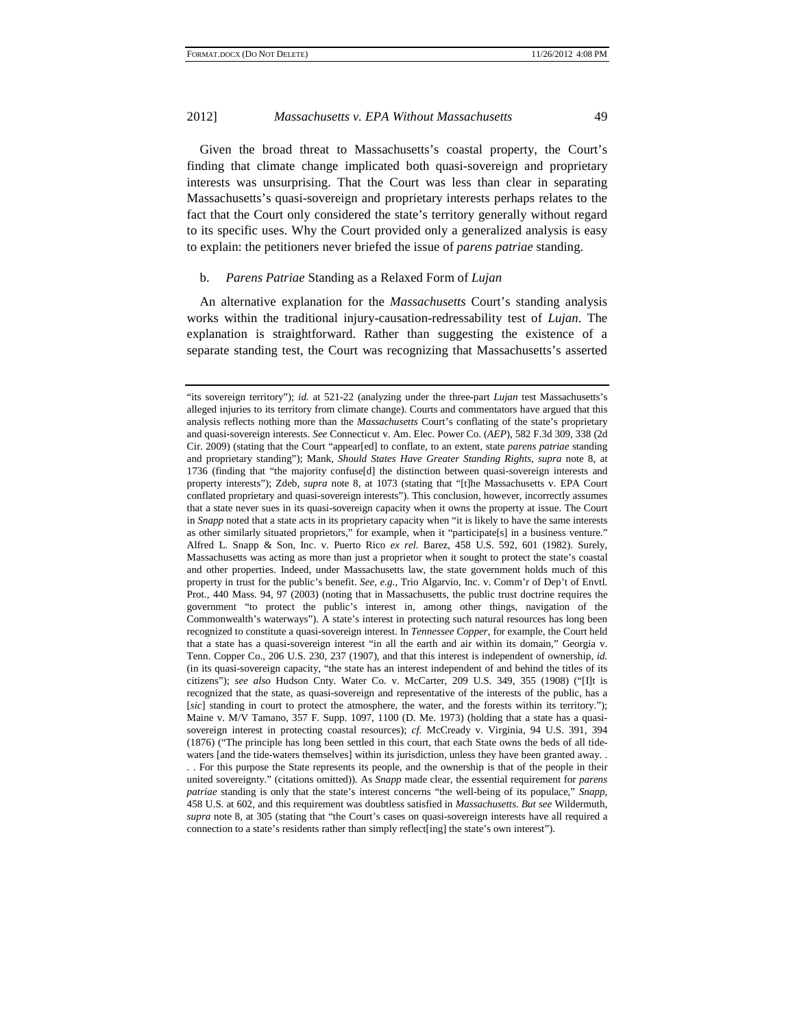Given the broad threat to Massachusetts's coastal property, the Court's finding that climate change implicated both quasi-sovereign and proprietary interests was unsurprising. That the Court was less than clear in separating Massachusetts's quasi-sovereign and proprietary interests perhaps relates to the fact that the Court only considered the state's territory generally without regard to its specific uses. Why the Court provided only a generalized analysis is easy to explain: the petitioners never briefed the issue of *parens patriae* standing.

### b. *Parens Patriae* Standing as a Relaxed Form of *Lujan*

An alternative explanation for the *Massachusetts* Court's standing analysis works within the traditional injury-causation-redressability test of *Lujan*. The explanation is straightforward. Rather than suggesting the existence of a separate standing test, the Court was recognizing that Massachusetts's asserted

---

"its sovereign territory"); *id.* at 521-22 (analyzing under the three-part *Lujan* test Massachusetts's alleged injuries to its territory from climate change). Courts and commentators have argued that this analysis reflects nothing more than the *Massachusetts* Court's conflating of the state's proprietary and quasi-sovereign interests. *See* Connecticut v. Am. Elec. Power Co. (*AEP*), 582 F.3d 309, 338 (2d Cir. 2009) (stating that the Court "appear[ed] to conflate, to an extent, state *parens patriae* standing and proprietary standing"); Mank, *Should States Have Greater Standing Rights*, *supra* note 8, at 1736 (finding that "the majority confuse[d] the distinction between quasi-sovereign interests and property interests"); Zdeb, *supra* note 8, at 1073 (stating that "[t]he Massachusetts v. EPA Court conflated proprietary and quasi-sovereign interests"). This conclusion, however, incorrectly assumes that a state never sues in its quasi-sovereign capacity when it owns the property at issue. The Court in *Snapp* noted that a state acts in its proprietary capacity when "it is likely to have the same interests as other similarly situated proprietors," for example, when it "participate[s] in a business venture." Alfred L. Snapp & Son, Inc. v. Puerto Rico *ex rel.* Barez, 458 U.S. 592, 601 (1982). Surely, Massachusetts was acting as more than just a proprietor when it sought to protect the state's coastal and other properties. Indeed, under Massachusetts law, the state government holds much of this property in trust for the public's benefit. *See, e.g.*, Trio Algarvio, Inc. v. Comm'r of Dep't of Envtl. Prot., 440 Mass. 94, 97 (2003) (noting that in Massachusetts, the public trust doctrine requires the government "to protect the public's interest in, among other things, navigation of the Commonwealth's waterways"). A state's interest in protecting such natural resources has long been recognized to constitute a quasi-sovereign interest. In *Tennessee Copper*, for example, the Court held that a state has a quasi-sovereign interest "in all the earth and air within its domain," Georgia v. Tenn. Copper Co., 206 U.S. 230, 237 (1907), and that this interest is independent of ownership, *id.* (in its quasi-sovereign capacity, "the state has an interest independent of and behind the titles of its citizens"); *see also* Hudson Cnty. Water Co. v. McCarter, 209 U.S. 349, 355 (1908) ("[I]t is recognized that the state, as quasi-sovereign and representative of the interests of the public, has a [*sic*] standing in court to protect the atmosphere, the water, and the forests within its territory."); Maine v. M/V Tamano, 357 F. Supp. 1097, 1100 (D. Me. 1973) (holding that a state has a quasi-sovereign interest in protecting coastal resources); *cf.* McCready v. Virginia, 94 U.S. 391, 394 (1876) ("The principle has long been settled in this court, that each State owns the beds of all tide-waters [and the tide-waters themselves] within its jurisdiction, unless they have been granted away. . . . For this purpose the State represents its people, and the ownership is that of the people in their united sovereignty." (citations omitted)). As *Snapp* made clear, the essential requirement for *parens patriae* standing is only that the state's interest concerns "the well-being of its populace," *Snapp*, 458 U.S. at 602, and this requirement was doubtless satisfied in *Massachusetts*. *But see* Wildermuth, *supra* note 8, at 305 (stating that "the Court's cases on quasi-sovereign interests have all required a connection to a state's residents rather than simply reflect[ing] the state's own interest").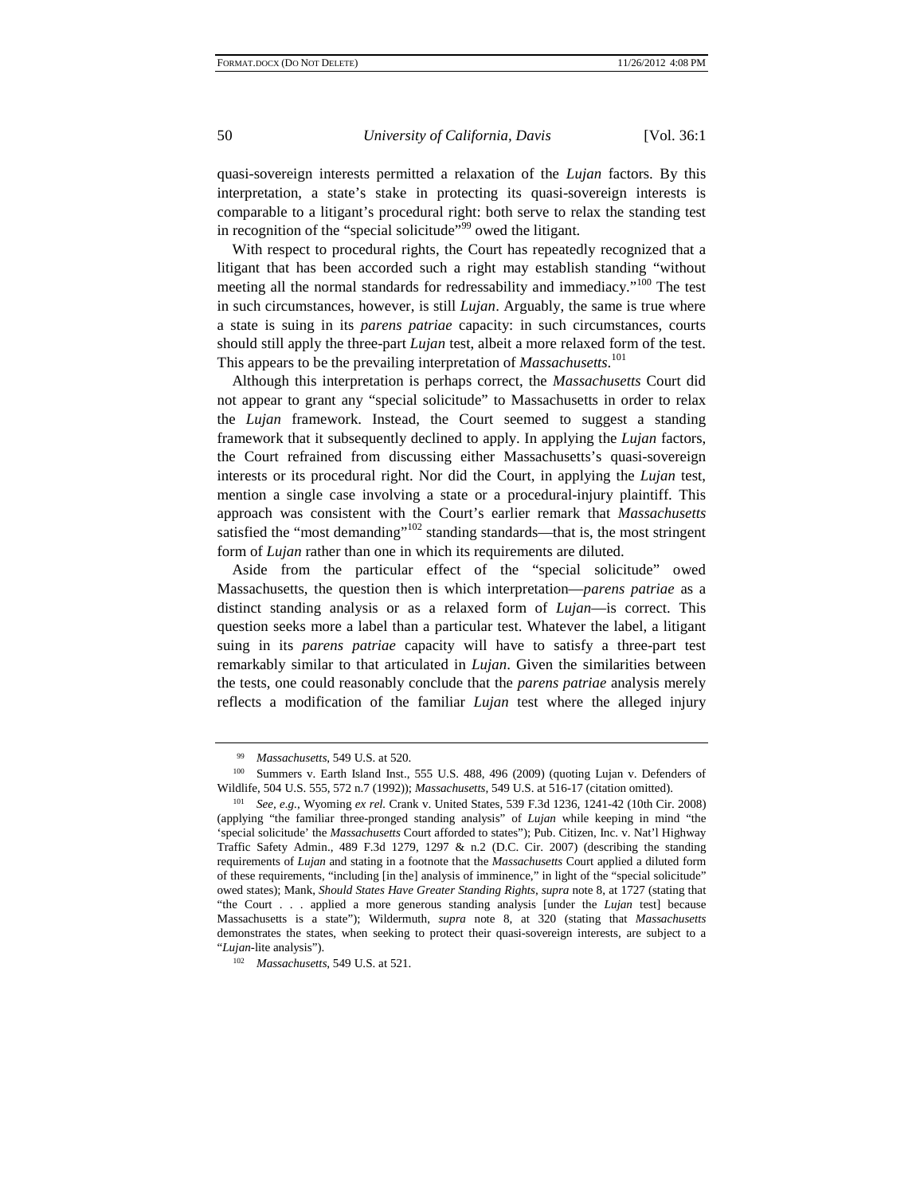quasi-sovereign interests permitted a relaxation of the *Lujan* factors. By this interpretation, a state's stake in protecting its quasi-sovereign interests is comparable to a litigant's procedural right: both serve to relax the standing test in recognition of the "special solicitude"[99] owed the litigant.

With respect to procedural rights, the Court has repeatedly recognized that a litigant that has been accorded such a right may establish standing "without meeting all the normal standards for redressability and immediacy."[100] The test in such circumstances, however, is still *Lujan*. Arguably, the same is true where a state is suing in its *parens patriae* capacity: in such circumstances, courts should still apply the three-part *Lujan* test, albeit a more relaxed form of the test. This appears to be the prevailing interpretation of *Massachusetts*.[101]

Although this interpretation is perhaps correct, the *Massachusetts* Court did not appear to grant any "special solicitude" to Massachusetts in order to relax the *Lujan* framework. Instead, the Court seemed to suggest a standing framework that it subsequently declined to apply. In applying the *Lujan* factors, the Court refrained from discussing either Massachusetts's quasi-sovereign interests or its procedural right. Nor did the Court, in applying the *Lujan* test, mention a single case involving a state or a procedural-injury plaintiff. This approach was consistent with the Court's earlier remark that *Massachusetts* satisfied the "most demanding"[102] standing standards—that is, the most stringent form of *Lujan* rather than one in which its requirements are diluted.

Aside from the particular effect of the "special solicitude" owed Massachusetts, the question then is which interpretation—*parens patriae* as a distinct standing analysis or as a relaxed form of *Lujan*—is correct. This question seeks more a label than a particular test. Whatever the label, a litigant suing in its *parens patriae* capacity will have to satisfy a three-part test remarkably similar to that articulated in *Lujan*. Given the similarities between the tests, one could reasonably conclude that the *parens patriae* analysis merely reflects a modification of the familiar *Lujan* test where the alleged injury

---

[99] *Massachusetts*, 549 U.S. at 520.

[100] Summers v. Earth Island Inst., 555 U.S. 488, 496 (2009) (quoting Lujan v. Defenders of Wildlife, 504 U.S. 555, 572 n.7 (1992)); *Massachusetts*, 549 U.S. at 516-17 (citation omitted).

[101] *See, e.g.*, Wyoming *ex rel.* Crank v. United States, 539 F.3d 1236, 1241-42 (10th Cir. 2008) (applying "the familiar three-pronged standing analysis" of *Lujan* while keeping in mind "the 'special solicitude' the *Massachusetts* Court afforded to states"); Pub. Citizen, Inc. v. Nat'l Highway Traffic Safety Admin., 489 F.3d 1279, 1297 & n.2 (D.C. Cir. 2007) (describing the standing requirements of *Lujan* and stating in a footnote that the *Massachusetts* Court applied a diluted form of these requirements, "including [in the] analysis of imminence," in light of the "special solicitude" owed states); Mank, *Should States Have Greater Standing Rights*, *supra* note 8, at 1727 (stating that "the Court . . . applied a more generous standing analysis [under the *Lujan* test] because Massachusetts is a state"); Wildermuth, *supra* note 8, at 320 (stating that *Massachusetts* demonstrates the states, when seeking to protect their quasi-sovereign interests, are subject to a "*Lujan*-lite analysis").

[102] *Massachusetts*, 549 U.S. at 521.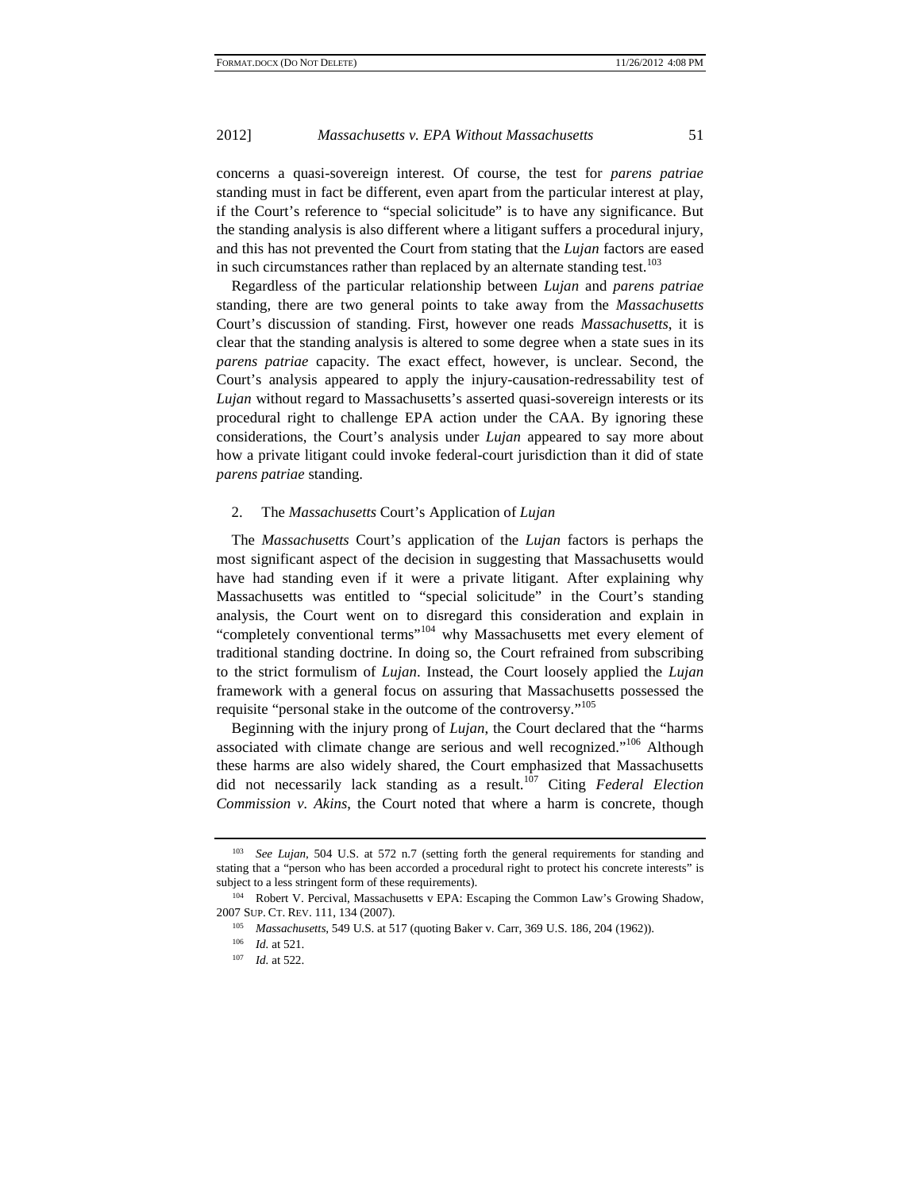concerns a quasi-sovereign interest. Of course, the test for *parens patriae* standing must in fact be different, even apart from the particular interest at play, if the Court's reference to "special solicitude" is to have any significance. But the standing analysis is also different where a litigant suffers a procedural injury, and this has not prevented the Court from stating that the *Lujan* factors are eased in such circumstances rather than replaced by an alternate standing test.[103]

Regardless of the particular relationship between *Lujan* and *parens patriae* standing, there are two general points to take away from the *Massachusetts* Court's discussion of standing. First, however one reads *Massachusetts*, it is clear that the standing analysis is altered to some degree when a state sues in its *parens patriae* capacity. The exact effect, however, is unclear. Second, the Court's analysis appeared to apply the injury-causation-redressability test of *Lujan* without regard to Massachusetts's asserted quasi-sovereign interests or its procedural right to challenge EPA action under the CAA. By ignoring these considerations, the Court's analysis under *Lujan* appeared to say more about how a private litigant could invoke federal-court jurisdiction than it did of state *parens patriae* standing.

### 2. The *Massachusetts* Court's Application of *Lujan*

The *Massachusetts* Court's application of the *Lujan* factors is perhaps the most significant aspect of the decision in suggesting that Massachusetts would have had standing even if it were a private litigant. After explaining why Massachusetts was entitled to "special solicitude" in the Court's standing analysis, the Court went on to disregard this consideration and explain in "completely conventional terms"[104] why Massachusetts met every element of traditional standing doctrine. In doing so, the Court refrained from subscribing to the strict formulism of *Lujan*. Instead, the Court loosely applied the *Lujan* framework with a general focus on assuring that Massachusetts possessed the requisite "personal stake in the outcome of the controversy."[105]

Beginning with the injury prong of *Lujan*, the Court declared that the "harms associated with climate change are serious and well recognized."[106] Although these harms are also widely shared, the Court emphasized that Massachusetts did not necessarily lack standing as a result.[107] Citing *Federal Election Commission v. Akins*, the Court noted that where a harm is concrete, though

---

[103] *See Lujan*, 504 U.S. at 572 n.7 (setting forth the general requirements for standing and stating that a "person who has been accorded a procedural right to protect his concrete interests" is subject to a less stringent form of these requirements).

[104] Robert V. Percival, Massachusetts v EPA: Escaping the Common Law's Growing Shadow, 2007 SUP. CT. REV. 111, 134 (2007).

[105] *Massachusetts*, 549 U.S. at 517 (quoting Baker v. Carr, 369 U.S. 186, 204 (1962)).

[106] *Id.* at 521.

[107] *Id.* at 522.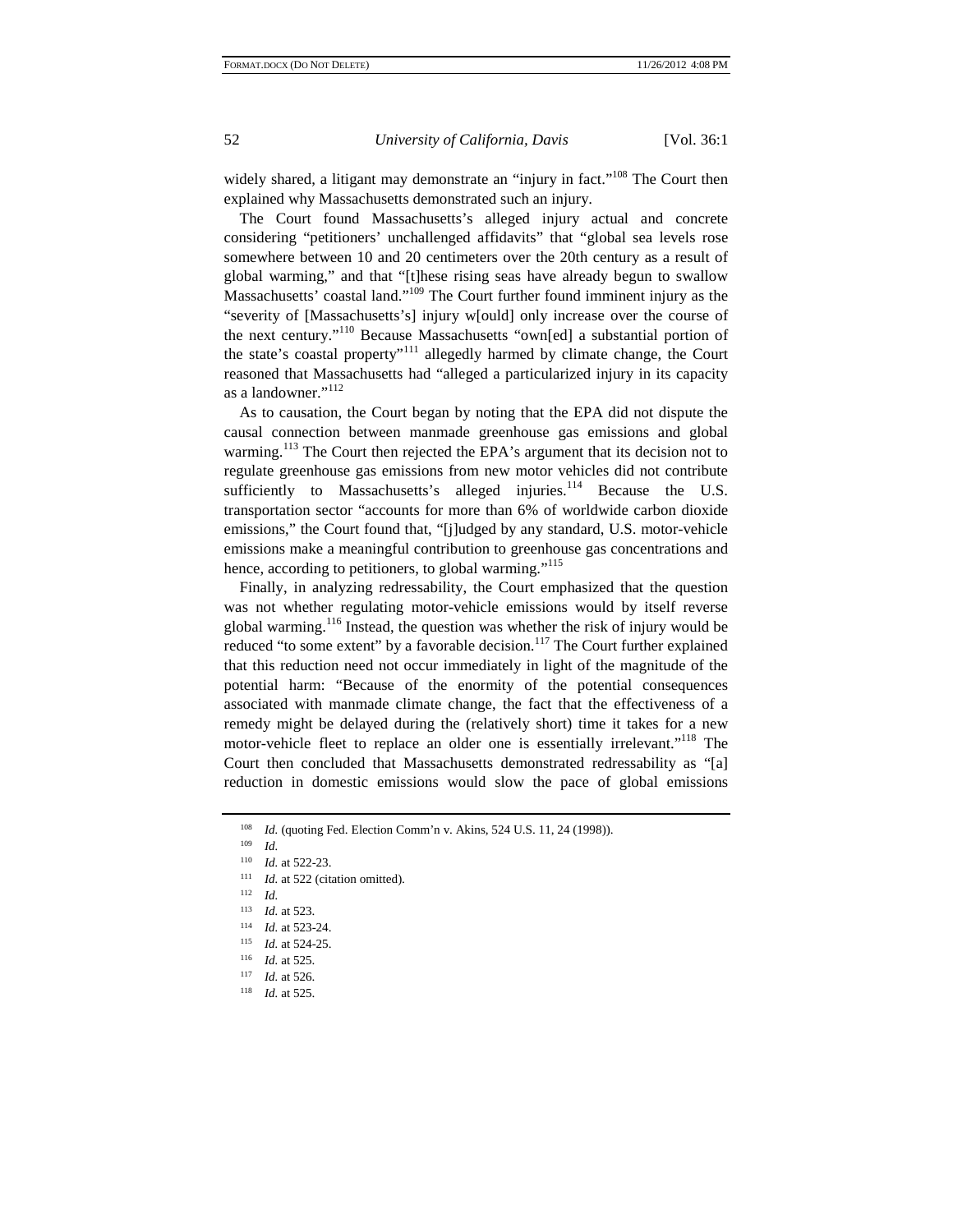widely shared, a litigant may demonstrate an "injury in fact."[108] The Court then explained why Massachusetts demonstrated such an injury.

The Court found Massachusetts's alleged injury actual and concrete considering "petitioners' unchallenged affidavits" that "global sea levels rose somewhere between 10 and 20 centimeters over the 20th century as a result of global warming," and that "[t]hese rising seas have already begun to swallow Massachusetts' coastal land."[109] The Court further found imminent injury as the "severity of [Massachusetts's] injury w[ould] only increase over the course of the next century."[110] Because Massachusetts "own[ed] a substantial portion of the state's coastal property"[111] allegedly harmed by climate change, the Court reasoned that Massachusetts had "alleged a particularized injury in its capacity as a landowner."[112]

As to causation, the Court began by noting that the EPA did not dispute the causal connection between manmade greenhouse gas emissions and global warming.[113] The Court then rejected the EPA's argument that its decision not to regulate greenhouse gas emissions from new motor vehicles did not contribute sufficiently to Massachusetts's alleged injuries.[114] Because the U.S. transportation sector "accounts for more than 6% of worldwide carbon dioxide emissions," the Court found that, "[j]udged by any standard, U.S. motor-vehicle emissions make a meaningful contribution to greenhouse gas concentrations and hence, according to petitioners, to global warming."[115]

Finally, in analyzing redressability, the Court emphasized that the question was not whether regulating motor-vehicle emissions would by itself reverse global warming.[116] Instead, the question was whether the risk of injury would be reduced "to some extent" by a favorable decision.[117] The Court further explained that this reduction need not occur immediately in light of the magnitude of the potential harm: "Because of the enormity of the potential consequences associated with manmade climate change, the fact that the effectiveness of a remedy might be delayed during the (relatively short) time it takes for a new motor-vehicle fleet to replace an older one is essentially irrelevant."[118] The Court then concluded that Massachusetts demonstrated redressability as "[a] reduction in domestic emissions would slow the pace of global emissions

---

[108] *Id.* (quoting Fed. Election Comm'n v. Akins, 524 U.S. 11, 24 (1998)).

[109] *Id.*

[110] *Id.* at 522-23.

[111] *Id.* at 522 (citation omitted).

[112] *Id.*

[113] *Id.* at 523.

[114] *Id.* at 523-24.

[115] *Id.* at 524-25.

[116] *Id.* at 525.

[117] *Id.* at 526.

[118] *Id.* at 525.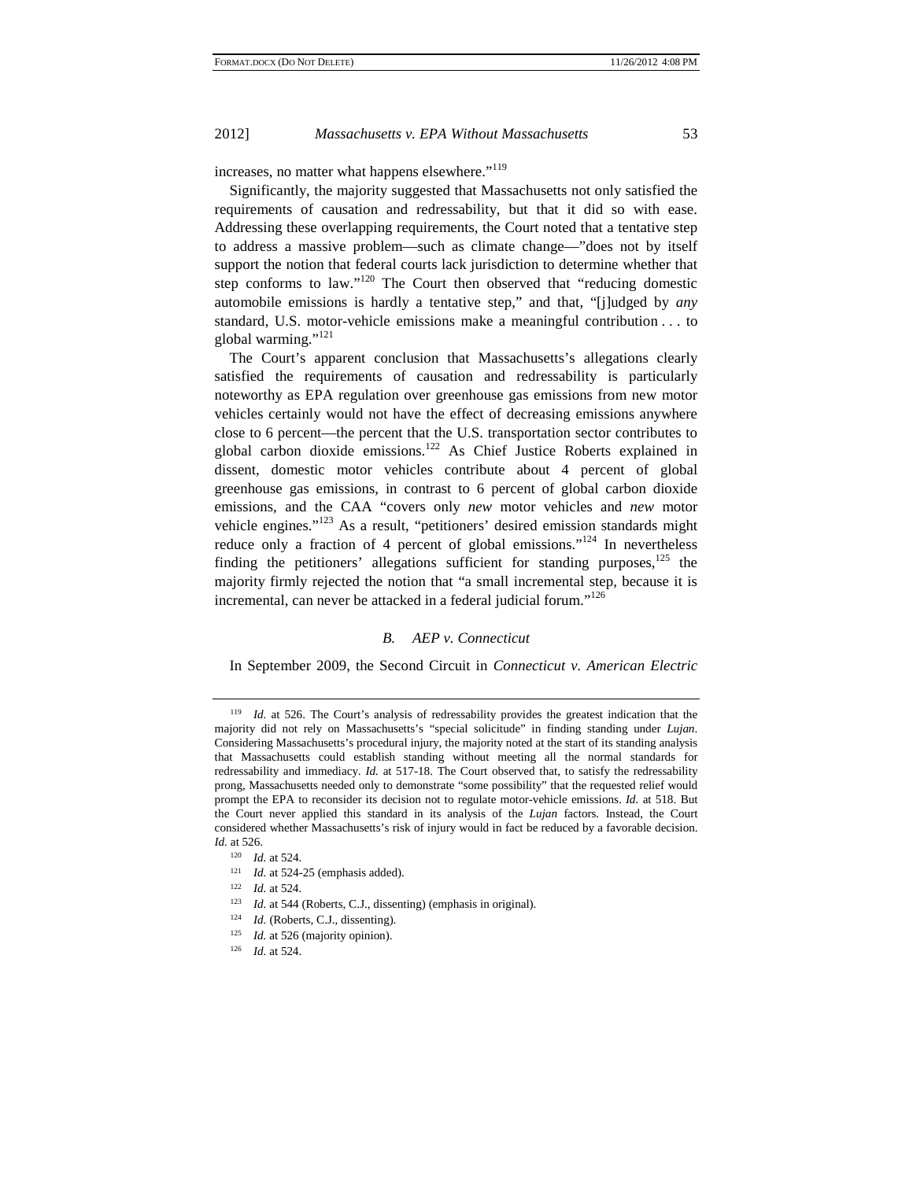increases, no matter what happens elsewhere."[119]

Significantly, the majority suggested that Massachusetts not only satisfied the requirements of causation and redressability, but that it did so with ease. Addressing these overlapping requirements, the Court noted that a tentative step to address a massive problem—such as climate change—"does not by itself support the notion that federal courts lack jurisdiction to determine whether that step conforms to law."[120] The Court then observed that "reducing domestic automobile emissions is hardly a tentative step," and that, "[j]udged by *any* standard, U.S. motor-vehicle emissions make a meaningful contribution . . . to global warming."[121]

The Court's apparent conclusion that Massachusetts's allegations clearly satisfied the requirements of causation and redressability is particularly noteworthy as EPA regulation over greenhouse gas emissions from new motor vehicles certainly would not have the effect of decreasing emissions anywhere close to 6 percent—the percent that the U.S. transportation sector contributes to global carbon dioxide emissions.[122] As Chief Justice Roberts explained in dissent, domestic motor vehicles contribute about 4 percent of global greenhouse gas emissions, in contrast to 6 percent of global carbon dioxide emissions, and the CAA "covers only *new* motor vehicles and *new* motor vehicle engines."[123] As a result, "petitioners' desired emission standards might reduce only a fraction of 4 percent of global emissions."[124] In nevertheless finding the petitioners' allegations sufficient for standing purposes,[125] the majority firmly rejected the notion that "a small incremental step, because it is incremental, can never be attacked in a federal judicial forum."[126]

### B. *AEP v. Connecticut*

In September 2009, the Second Circuit in *Connecticut v. American Electric*

---

[119] *Id.* at 526. The Court's analysis of redressability provides the greatest indication that the majority did not rely on Massachusetts's "special solicitude" in finding standing under *Lujan*. Considering Massachusetts's procedural injury, the majority noted at the start of its standing analysis that Massachusetts could establish standing without meeting all the normal standards for redressability and immediacy. *Id.* at 517-18. The Court observed that, to satisfy the redressability prong, Massachusetts needed only to demonstrate "some possibility" that the requested relief would prompt the EPA to reconsider its decision not to regulate motor-vehicle emissions. *Id.* at 518. But the Court never applied this standard in its analysis of the *Lujan* factors. Instead, the Court considered whether Massachusetts's risk of injury would in fact be reduced by a favorable decision. *Id.* at 526.

[120] *Id.* at 524.

[121] *Id.* at 524-25 (emphasis added).

[122] *Id.* at 524.

[123] *Id.* at 544 (Roberts, C.J., dissenting) (emphasis in original).

[124] *Id.* (Roberts, C.J., dissenting).

[125] *Id.* at 526 (majority opinion).

[126] *Id.* at 524.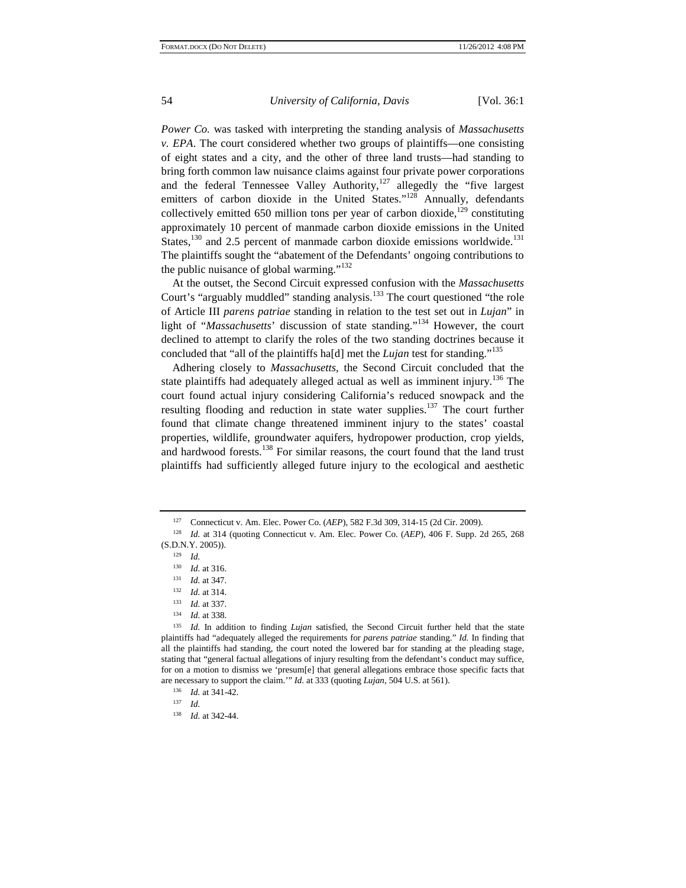*Power Co.* was tasked with interpreting the standing analysis of *Massachusetts v. EPA*. The court considered whether two groups of plaintiffs—one consisting of eight states and a city, and the other of three land trusts—had standing to bring forth common law nuisance claims against four private power corporations and the federal Tennessee Valley Authority,[127] allegedly the "five largest emitters of carbon dioxide in the United States."[128] Annually, defendants collectively emitted 650 million tons per year of carbon dioxide,[129] constituting approximately 10 percent of manmade carbon dioxide emissions in the United States,[130] and 2.5 percent of manmade carbon dioxide emissions worldwide.[131] The plaintiffs sought the "abatement of the Defendants' ongoing contributions to the public nuisance of global warming."[132]

At the outset, the Second Circuit expressed confusion with the *Massachusetts* Court's "arguably muddled" standing analysis.[133] The court questioned "the role of Article III *parens patriae* standing in relation to the test set out in *Lujan*" in light of "*Massachusetts*' discussion of state standing."[134] However, the court declined to attempt to clarify the roles of the two standing doctrines because it concluded that "all of the plaintiffs ha[d] met the *Lujan* test for standing."[135]

Adhering closely to *Massachusetts*, the Second Circuit concluded that the state plaintiffs had adequately alleged actual as well as imminent injury.[136] The court found actual injury considering California's reduced snowpack and the resulting flooding and reduction in state water supplies.[137] The court further found that climate change threatened imminent injury to the states' coastal properties, wildlife, groundwater aquifers, hydropower production, crop yields, and hardwood forests.[138] For similar reasons, the court found that the land trust plaintiffs had sufficiently alleged future injury to the ecological and aesthetic

---

[127] Connecticut v. Am. Elec. Power Co. (*AEP*), 582 F.3d 309, 314-15 (2d Cir. 2009).

[128] *Id.* at 314 (quoting Connecticut v. Am. Elec. Power Co. (*AEP*), 406 F. Supp. 2d 265, 268 (S.D.N.Y. 2005)).

[129] *Id.*

[130] *Id.* at 316.

[131] *Id.* at 347.

[132] *Id.* at 314.

[133] *Id.* at 337.

[134] *Id.* at 338.

[135] *Id.* In addition to finding *Lujan* satisfied, the Second Circuit further held that the state plaintiffs had "adequately alleged the requirements for *parens patriae* standing." *Id.* In finding that all the plaintiffs had standing, the court noted the lowered bar for standing at the pleading stage, stating that "general factual allegations of injury resulting from the defendant's conduct may suffice, for on a motion to dismiss we 'presum[e] that general allegations embrace those specific facts that are necessary to support the claim.'" *Id.* at 333 (quoting *Lujan*, 504 U.S. at 561).

[136] *Id.* at 341-42.

[137] *Id.*

[138] *Id.* at 342-44.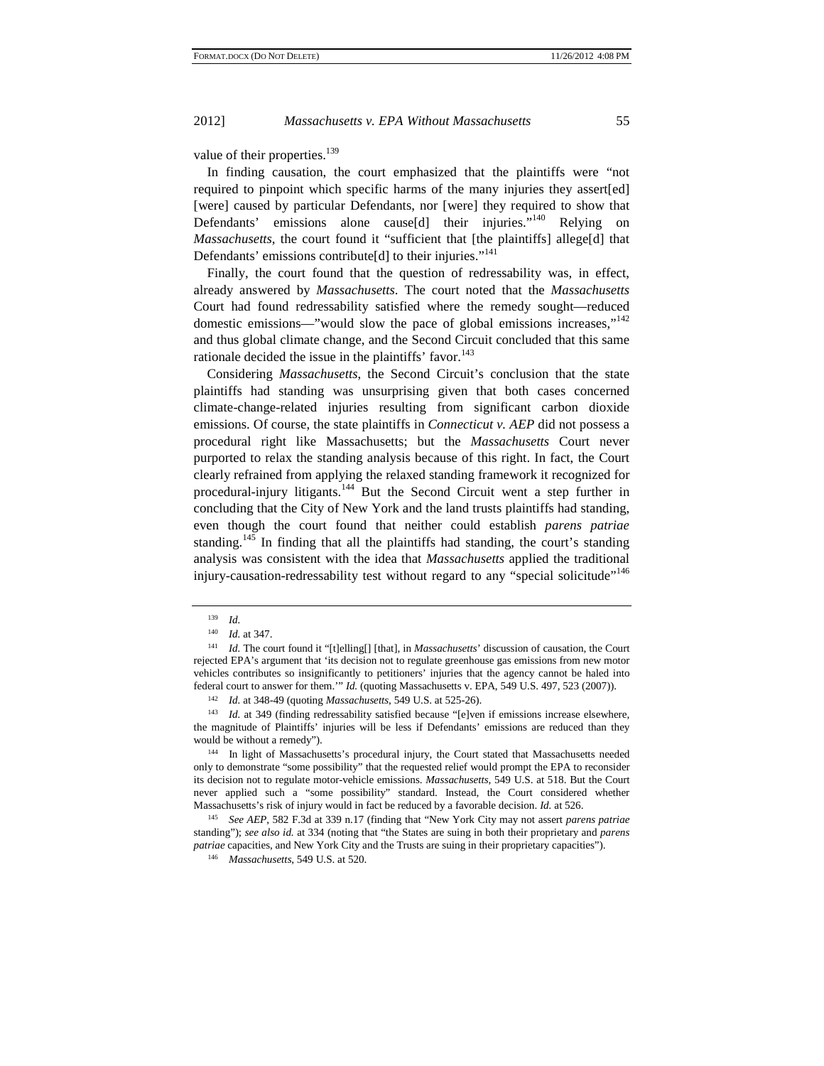value of their properties.[139]

In finding causation, the court emphasized that the plaintiffs were "not required to pinpoint which specific harms of the many injuries they assert[ed] [were] caused by particular Defendants, nor [were] they required to show that Defendants' emissions alone cause[d] their injuries."[140] Relying on *Massachusetts*, the court found it "sufficient that [the plaintiffs] allege[d] that Defendants' emissions contribute[d] to their injuries."[141]

Finally, the court found that the question of redressability was, in effect, already answered by *Massachusetts*. The court noted that the *Massachusetts* Court had found redressability satisfied where the remedy sought—reduced domestic emissions—"would slow the pace of global emissions increases,"[142] and thus global climate change, and the Second Circuit concluded that this same rationale decided the issue in the plaintiffs' favor.[143]

Considering *Massachusetts*, the Second Circuit's conclusion that the state plaintiffs had standing was unsurprising given that both cases concerned climate-change-related injuries resulting from significant carbon dioxide emissions. Of course, the state plaintiffs in *Connecticut v. AEP* did not possess a procedural right like Massachusetts; but the *Massachusetts* Court never purported to relax the standing analysis because of this right. In fact, the Court clearly refrained from applying the relaxed standing framework it recognized for procedural-injury litigants.[144] But the Second Circuit went a step further in concluding that the City of New York and the land trusts plaintiffs had standing, even though the court found that neither could establish *parens patriae* standing.[145] In finding that all the plaintiffs had standing, the court's standing analysis was consistent with the idea that *Massachusetts* applied the traditional injury-causation-redressability test without regard to any "special solicitude"[146]

---

[139] *Id.*

[140] *Id.* at 347.

[141] *Id.* The court found it "[t]elling[] [that], in *Massachusetts*' discussion of causation, the Court rejected EPA's argument that 'its decision not to regulate greenhouse gas emissions from new motor vehicles contributes so insignificantly to petitioners' injuries that the agency cannot be haled into federal court to answer for them.'" *Id.* (quoting Massachusetts v. EPA, 549 U.S. 497, 523 (2007)).

[142] *Id.* at 348-49 (quoting *Massachusetts*, 549 U.S. at 525-26).

[143] *Id.* at 349 (finding redressability satisfied because "[e]ven if emissions increase elsewhere, the magnitude of Plaintiffs' injuries will be less if Defendants' emissions are reduced than they would be without a remedy").

[144] In light of Massachusetts's procedural injury, the Court stated that Massachusetts needed only to demonstrate "some possibility" that the requested relief would prompt the EPA to reconsider its decision not to regulate motor-vehicle emissions. *Massachusetts*, 549 U.S. at 518. But the Court never applied such a "some possibility" standard. Instead, the Court considered whether Massachusetts's risk of injury would in fact be reduced by a favorable decision. *Id.* at 526.

[145] *See AEP*, 582 F.3d at 339 n.17 (finding that "New York City may not assert *parens patriae* standing"); *see also id.* at 334 (noting that "the States are suing in both their proprietary and *parens patriae* capacities, and New York City and the Trusts are suing in their proprietary capacities").

[146] *Massachusetts*, 549 U.S. at 520.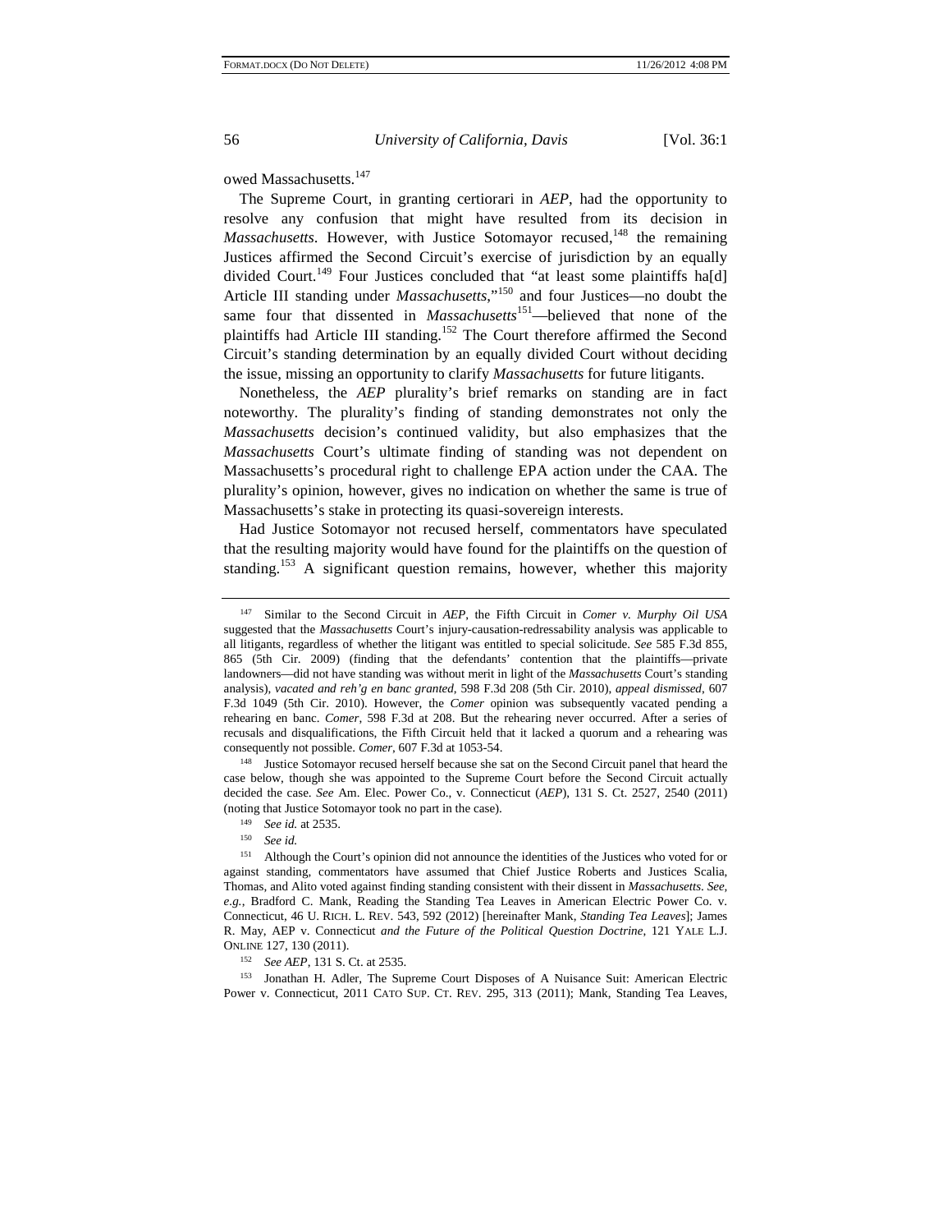owed Massachusetts.[147]

The Supreme Court, in granting certiorari in *AEP*, had the opportunity to resolve any confusion that might have resulted from its decision in *Massachusetts*. However, with Justice Sotomayor recused,[148] the remaining Justices affirmed the Second Circuit's exercise of jurisdiction by an equally divided Court.[149] Four Justices concluded that "at least some plaintiffs ha[d] Article III standing under *Massachusetts*,"[150] and four Justices—no doubt the same four that dissented in *Massachusetts*[151]—believed that none of the plaintiffs had Article III standing.[152] The Court therefore affirmed the Second Circuit's standing determination by an equally divided Court without deciding the issue, missing an opportunity to clarify *Massachusetts* for future litigants.

Nonetheless, the *AEP* plurality's brief remarks on standing are in fact noteworthy. The plurality's finding of standing demonstrates not only the *Massachusetts* decision's continued validity, but also emphasizes that the *Massachusetts* Court's ultimate finding of standing was not dependent on Massachusetts's procedural right to challenge EPA action under the CAA. The plurality's opinion, however, gives no indication on whether the same is true of Massachusetts's stake in protecting its quasi-sovereign interests.

Had Justice Sotomayor not recused herself, commentators have speculated that the resulting majority would have found for the plaintiffs on the question of standing.[153] A significant question remains, however, whether this majority

---

[147] Similar to the Second Circuit in *AEP*, the Fifth Circuit in *Comer v. Murphy Oil USA* suggested that the *Massachusetts* Court's injury-causation-redressability analysis was applicable to all litigants, regardless of whether the litigant was entitled to special solicitude. *See* 585 F.3d 855, 865 (5th Cir. 2009) (finding that the defendants' contention that the plaintiffs—private landowners—did not have standing was without merit in light of the *Massachusetts* Court's standing analysis), *vacated and reh'g en banc granted*, 598 F.3d 208 (5th Cir. 2010), *appeal dismissed*, 607 F.3d 1049 (5th Cir. 2010). However, the *Comer* opinion was subsequently vacated pending a rehearing en banc. *Comer*, 598 F.3d at 208. But the rehearing never occurred. After a series of recusals and disqualifications, the Fifth Circuit held that it lacked a quorum and a rehearing was consequently not possible. *Comer*, 607 F.3d at 1053-54.

[148] Justice Sotomayor recused herself because she sat on the Second Circuit panel that heard the case below, though she was appointed to the Supreme Court before the Second Circuit actually decided the case. *See* Am. Elec. Power Co., v. Connecticut (*AEP*), 131 S. Ct. 2527, 2540 (2011) (noting that Justice Sotomayor took no part in the case).

[149] *See id.* at 2535.

[150] *See id.*

[151] Although the Court's opinion did not announce the identities of the Justices who voted for or against standing, commentators have assumed that Chief Justice Roberts and Justices Scalia, Thomas, and Alito voted against finding standing consistent with their dissent in *Massachusetts*. *See, e.g.*, Bradford C. Mank, Reading the Standing Tea Leaves in American Electric Power Co. v. Connecticut, 46 U. RICH. L. REV. 543, 592 (2012) [hereinafter Mank, *Standing Tea Leaves*]; James R. May, AEP v. Connecticut *and the Future of the Political Question Doctrine*, 121 YALE L.J. ONLINE 127, 130 (2011).

[152] *See AEP*, 131 S. Ct. at 2535.

[153] Jonathan H. Adler, The Supreme Court Disposes of A Nuisance Suit: American Electric Power v. Connecticut, 2011 CATO SUP. CT. REV. 295, 313 (2011); Mank, Standing Tea Leaves,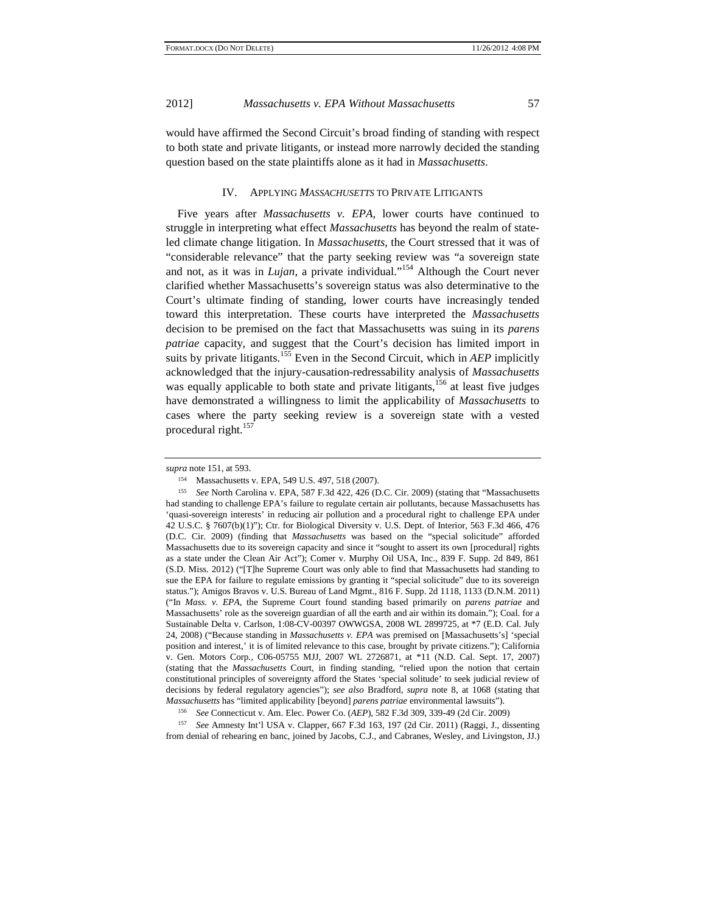would have affirmed the Second Circuit's broad finding of standing with respect to both state and private litigants, or instead more narrowly decided the standing question based on the state plaintiffs alone as it had in *Massachusetts*.

## IV. APPLYING *MASSACHUSETTS* TO PRIVATE LITIGANTS

Five years after *Massachusetts v. EPA*, lower courts have continued to struggle in interpreting what effect *Massachusetts* has beyond the realm of state-led climate change litigation. In *Massachusetts*, the Court stressed that it was of "considerable relevance" that the party seeking review was "a sovereign state and not, as it was in *Lujan*, a private individual."[154] Although the Court never clarified whether Massachusetts's sovereign status was also determinative to the Court's ultimate finding of standing, lower courts have increasingly tended toward this interpretation. These courts have interpreted the *Massachusetts* decision to be premised on the fact that Massachusetts was suing in its *parens patriae* capacity, and suggest that the Court's decision has limited import in suits by private litigants.[155] Even in the Second Circuit, which in *AEP* implicitly acknowledged that the injury-causation-redressability analysis of *Massachusetts* was equally applicable to both state and private litigants,[156] at least five judges have demonstrated a willingness to limit the applicability of *Massachusetts* to cases where the party seeking review is a sovereign state with a vested procedural right.[157]

---

*supra* note 151, at 593.

[154] Massachusetts v. EPA, 549 U.S. 497, 518 (2007).

[155] *See* North Carolina v. EPA, 587 F.3d 422, 426 (D.C. Cir. 2009) (stating that "Massachusetts had standing to challenge EPA's failure to regulate certain air pollutants, because Massachusetts has 'quasi-sovereign interests' in reducing air pollution and a procedural right to challenge EPA under 42 U.S.C. § 7607(b)(1)"); Ctr. for Biological Diversity v. U.S. Dept. of Interior, 563 F.3d 466, 476 (D.C. Cir. 2009) (finding that *Massachusetts* was based on the "special solicitude" afforded Massachusetts due to its sovereign capacity and since it "sought to assert its own [procedural] rights as a state under the Clean Air Act"); Comer v. Murphy Oil USA, Inc., 839 F. Supp. 2d 849, 861 (S.D. Miss. 2012) ("[T]he Supreme Court was only able to find that Massachusetts had standing to sue the EPA for failure to regulate emissions by granting it "special solicitude" due to its sovereign status."); Amigos Bravos v. U.S. Bureau of Land Mgmt., 816 F. Supp. 2d 1118, 1133 (D.N.M. 2011) ("In *Mass. v. EPA*, the Supreme Court found standing based primarily on *parens patriae* and Massachusetts' role as the sovereign guardian of all the earth and air within its domain."); Coal. for a Sustainable Delta v. Carlson, 1:08-CV-00397 OWWGSA, 2008 WL 2899725, at *7 (E.D. Cal. July 24, 2008) ("Because standing in *Massachusetts v. EPA* was premised on [Massachusetts's] 'special position and interest,' it is of limited relevance to this case, brought by private citizens."); California v. Gen. Motors Corp., C06-05755 MJJ, 2007 WL 2726871, at *11 (N.D. Cal. Sept. 17, 2007) (stating that the *Massachusetts* Court, in finding standing, "relied upon the notion that certain constitutional principles of sovereignty afford the States 'special solitude' to seek judicial review of decisions by federal regulatory agencies"); *see also* Bradford, *supra* note 8, at 1068 (stating that *Massachusetts* has "limited applicability [beyond] *parens patriae* environmental lawsuits").

[156] *See* Connecticut v. Am. Elec. Power Co. (*AEP*), 582 F.3d 309, 339-49 (2d Cir. 2009)

[157] *See* Amnesty Int'l USA v. Clapper, 667 F.3d 163, 197 (2d Cir. 2011) (Raggi, J., dissenting from denial of rehearing en banc, joined by Jacobs, C.J., and Cabranes, Wesley, and Livingston, JJ.)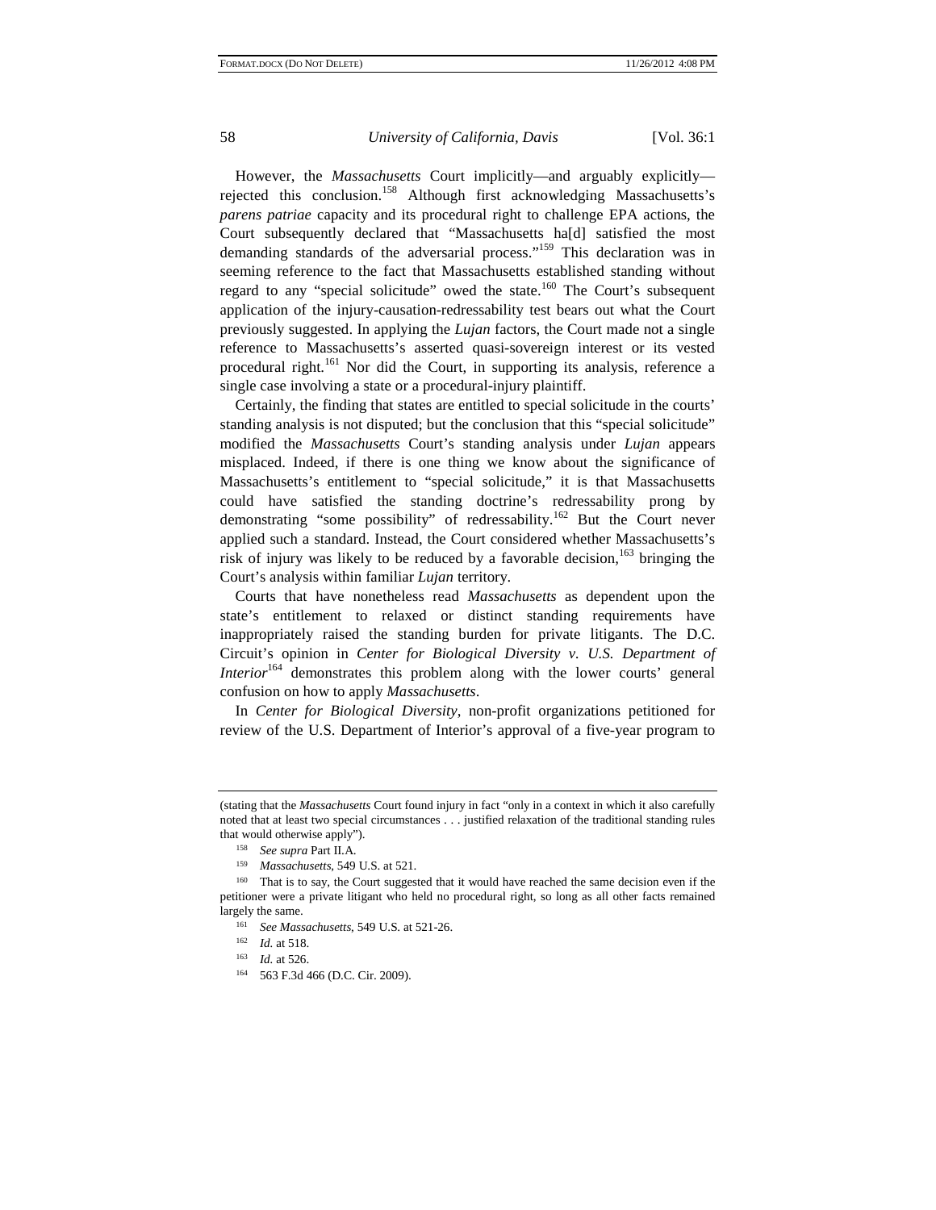However, the *Massachusetts* Court implicitly—and arguably explicitly—rejected this conclusion.[158] Although first acknowledging Massachusetts's *parens patriae* capacity and its procedural right to challenge EPA actions, the Court subsequently declared that "Massachusetts ha[d] satisfied the most demanding standards of the adversarial process."[159] This declaration was in seeming reference to the fact that Massachusetts established standing without regard to any "special solicitude" owed the state.[160] The Court's subsequent application of the injury-causation-redressability test bears out what the Court previously suggested. In applying the *Lujan* factors, the Court made not a single reference to Massachusetts's asserted quasi-sovereign interest or its vested procedural right.[161] Nor did the Court, in supporting its analysis, reference a single case involving a state or a procedural-injury plaintiff.

Certainly, the finding that states are entitled to special solicitude in the courts' standing analysis is not disputed; but the conclusion that this "special solicitude" modified the *Massachusetts* Court's standing analysis under *Lujan* appears misplaced. Indeed, if there is one thing we know about the significance of Massachusetts's entitlement to "special solicitude," it is that Massachusetts could have satisfied the standing doctrine's redressability prong by demonstrating "some possibility" of redressability.[162] But the Court never applied such a standard. Instead, the Court considered whether Massachusetts's risk of injury was likely to be reduced by a favorable decision,[163] bringing the Court's analysis within familiar *Lujan* territory.

Courts that have nonetheless read *Massachusetts* as dependent upon the state's entitlement to relaxed or distinct standing requirements have inappropriately raised the standing burden for private litigants. The D.C. Circuit's opinion in *Center for Biological Diversity v. U.S. Department of Interior*[164] demonstrates this problem along with the lower courts' general confusion on how to apply *Massachusetts*.

In *Center for Biological Diversity*, non-profit organizations petitioned for review of the U.S. Department of Interior's approval of a five-year program to

---

(stating that the *Massachusetts* Court found injury in fact "only in a context in which it also carefully noted that at least two special circumstances . . . justified relaxation of the traditional standing rules that would otherwise apply").

[158] *See supra* Part II.A.

[159] *Massachusetts*, 549 U.S. at 521.

[160] That is to say, the Court suggested that it would have reached the same decision even if the petitioner were a private litigant who held no procedural right, so long as all other facts remained largely the same.

[161] *See Massachusetts*, 549 U.S. at 521-26.

[162] *Id.* at 518.

[163] *Id.* at 526.

[164] 563 F.3d 466 (D.C. Cir. 2009).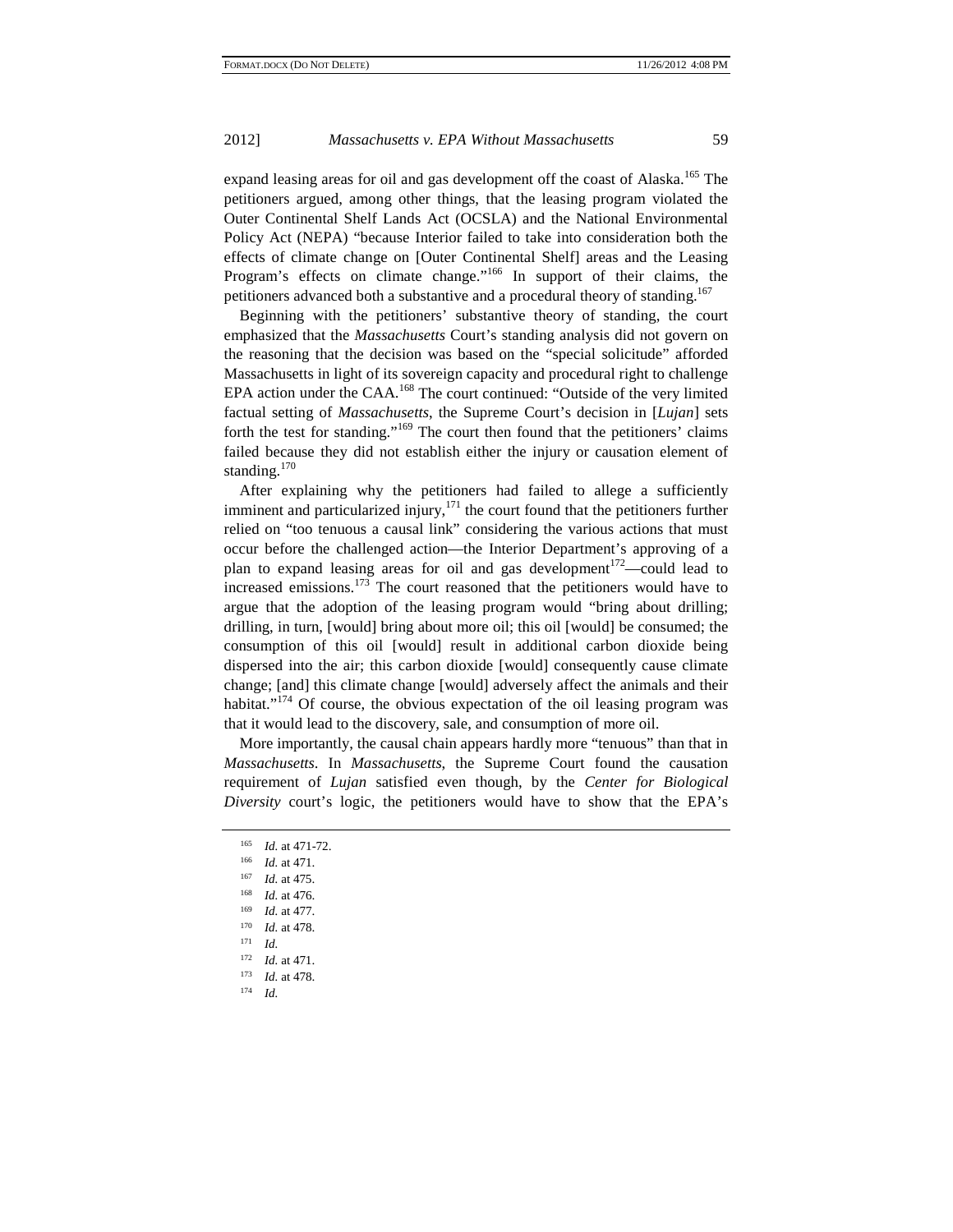expand leasing areas for oil and gas development off the coast of Alaska.[165] The petitioners argued, among other things, that the leasing program violated the Outer Continental Shelf Lands Act (OCSLA) and the National Environmental Policy Act (NEPA) "because Interior failed to take into consideration both the effects of climate change on [Outer Continental Shelf] areas and the Leasing Program's effects on climate change."[166] In support of their claims, the petitioners advanced both a substantive and a procedural theory of standing.[167]

Beginning with the petitioners' substantive theory of standing, the court emphasized that the *Massachusetts* Court's standing analysis did not govern on the reasoning that the decision was based on the "special solicitude" afforded Massachusetts in light of its sovereign capacity and procedural right to challenge EPA action under the CAA.[168] The court continued: "Outside of the very limited factual setting of *Massachusetts*, the Supreme Court's decision in [*Lujan*] sets forth the test for standing."[169] The court then found that the petitioners' claims failed because they did not establish either the injury or causation element of standing.[170]

After explaining why the petitioners had failed to allege a sufficiently imminent and particularized injury,[171] the court found that the petitioners further relied on "too tenuous a causal link" considering the various actions that must occur before the challenged action—the Interior Department's approving of a plan to expand leasing areas for oil and gas development[172]—could lead to increased emissions.[173] The court reasoned that the petitioners would have to argue that the adoption of the leasing program would "bring about drilling; drilling, in turn, [would] bring about more oil; this oil [would] be consumed; the consumption of this oil [would] result in additional carbon dioxide being dispersed into the air; this carbon dioxide [would] consequently cause climate change; [and] this climate change [would] adversely affect the animals and their habitat."[174] Of course, the obvious expectation of the oil leasing program was that it would lead to the discovery, sale, and consumption of more oil.

More importantly, the causal chain appears hardly more "tenuous" than that in *Massachusetts*. In *Massachusetts*, the Supreme Court found the causation requirement of *Lujan* satisfied even though, by the *Center for Biological Diversity* court's logic, the petitioners would have to show that the EPA's

---

[165] *Id.* at 471-72.

[166] *Id.* at 471.

[167] *Id.* at 475.

[168] *Id.* at 476.

[169] *Id.* at 477.

[170] *Id.* at 478.

[171] *Id.*

[172] *Id.* at 471.

[173] *Id.* at 478.

[174] *Id.*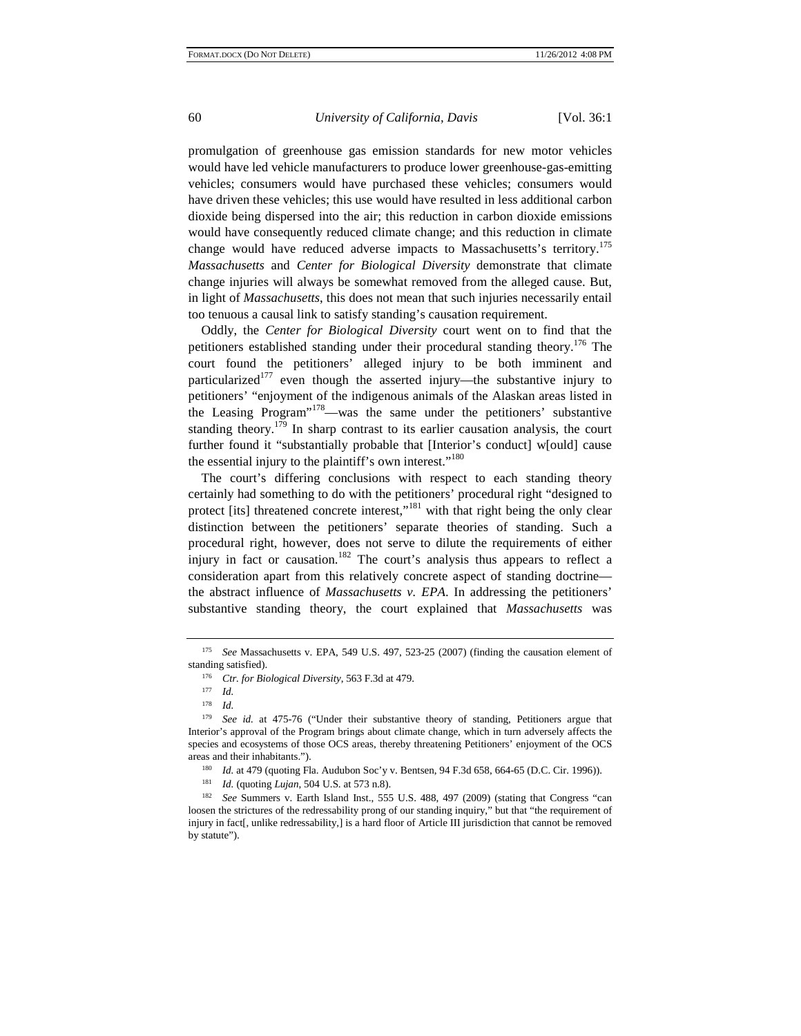promulgation of greenhouse gas emission standards for new motor vehicles would have led vehicle manufacturers to produce lower greenhouse-gas-emitting vehicles; consumers would have purchased these vehicles; consumers would have driven these vehicles; this use would have resulted in less additional carbon dioxide being dispersed into the air; this reduction in carbon dioxide emissions would have consequently reduced climate change; and this reduction in climate change would have reduced adverse impacts to Massachusetts's territory.[175] *Massachusetts* and *Center for Biological Diversity* demonstrate that climate change injuries will always be somewhat removed from the alleged cause. But, in light of *Massachusetts*, this does not mean that such injuries necessarily entail too tenuous a causal link to satisfy standing's causation requirement.

Oddly, the *Center for Biological Diversity* court went on to find that the petitioners established standing under their procedural standing theory.[176] The court found the petitioners' alleged injury to be both imminent and particularized[177] even though the asserted injury—the substantive injury to petitioners' "enjoyment of the indigenous animals of the Alaskan areas listed in the Leasing Program"[178]—was the same under the petitioners' substantive standing theory.[179] In sharp contrast to its earlier causation analysis, the court further found it "substantially probable that [Interior's conduct] w[ould] cause the essential injury to the plaintiff's own interest."[180]

The court's differing conclusions with respect to each standing theory certainly had something to do with the petitioners' procedural right "designed to protect [its] threatened concrete interest,"[181] with that right being the only clear distinction between the petitioners' separate theories of standing. Such a procedural right, however, does not serve to dilute the requirements of either injury in fact or causation.[182] The court's analysis thus appears to reflect a consideration apart from this relatively concrete aspect of standing doctrine—the abstract influence of *Massachusetts v. EPA*. In addressing the petitioners' substantive standing theory, the court explained that *Massachusetts* was

---

[175] *See* Massachusetts v. EPA, 549 U.S. 497, 523-25 (2007) (finding the causation element of standing satisfied).

[176] *Ctr. for Biological Diversity*, 563 F.3d at 479.

[177] *Id.*

[178] *Id.*

[179] *See id.* at 475-76 ("Under their substantive theory of standing, Petitioners argue that Interior's approval of the Program brings about climate change, which in turn adversely affects the species and ecosystems of those OCS areas, thereby threatening Petitioners' enjoyment of the OCS areas and their inhabitants.").

[180] *Id.* at 479 (quoting Fla. Audubon Soc'y v. Bentsen, 94 F.3d 658, 664-65 (D.C. Cir. 1996)).

[181] *Id.* (quoting *Lujan*, 504 U.S. at 573 n.8).

[182] *See* Summers v. Earth Island Inst., 555 U.S. 488, 497 (2009) (stating that Congress "can loosen the strictures of the redressability prong of our standing inquiry," but that "the requirement of injury in fact[, unlike redressability,] is a hard floor of Article III jurisdiction that cannot be removed by statute").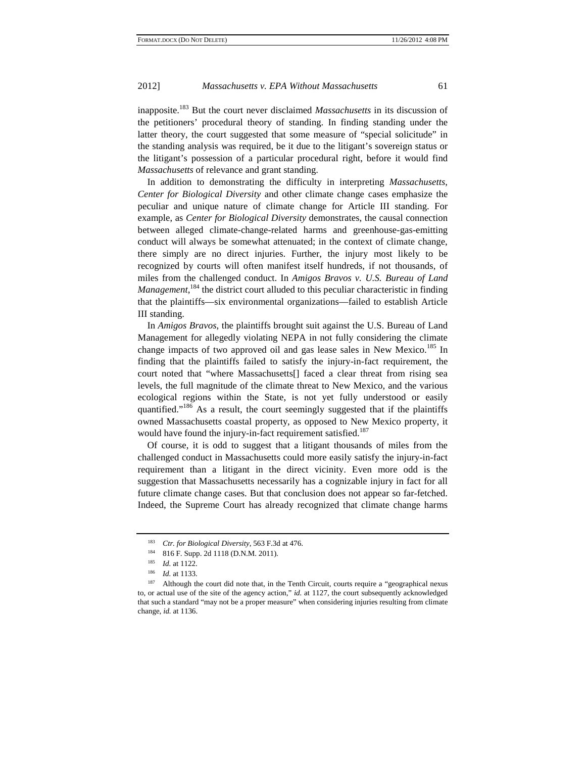inapposite.[183] But the court never disclaimed *Massachusetts* in its discussion of the petitioners' procedural theory of standing. In finding standing under the latter theory, the court suggested that some measure of "special solicitude" in the standing analysis was required, be it due to the litigant's sovereign status or the litigant's possession of a particular procedural right, before it would find *Massachusetts* of relevance and grant standing.

In addition to demonstrating the difficulty in interpreting *Massachusetts*, *Center for Biological Diversity* and other climate change cases emphasize the peculiar and unique nature of climate change for Article III standing. For example, as *Center for Biological Diversity* demonstrates, the causal connection between alleged climate-change-related harms and greenhouse-gas-emitting conduct will always be somewhat attenuated; in the context of climate change, there simply are no direct injuries. Further, the injury most likely to be recognized by courts will often manifest itself hundreds, if not thousands, of miles from the challenged conduct. In *Amigos Bravos v. U.S. Bureau of Land Management*,[184] the district court alluded to this peculiar characteristic in finding that the plaintiffs—six environmental organizations—failed to establish Article III standing.

In *Amigos Bravos*, the plaintiffs brought suit against the U.S. Bureau of Land Management for allegedly violating NEPA in not fully considering the climate change impacts of two approved oil and gas lease sales in New Mexico.[185] In finding that the plaintiffs failed to satisfy the injury-in-fact requirement, the court noted that "where Massachusetts[] faced a clear threat from rising sea levels, the full magnitude of the climate threat to New Mexico, and the various ecological regions within the State, is not yet fully understood or easily quantified."[186] As a result, the court seemingly suggested that if the plaintiffs owned Massachusetts coastal property, as opposed to New Mexico property, it would have found the injury-in-fact requirement satisfied.[187]

Of course, it is odd to suggest that a litigant thousands of miles from the challenged conduct in Massachusetts could more easily satisfy the injury-in-fact requirement than a litigant in the direct vicinity. Even more odd is the suggestion that Massachusetts necessarily has a cognizable injury in fact for all future climate change cases. But that conclusion does not appear so far-fetched. Indeed, the Supreme Court has already recognized that climate change harms

---

[183] *Ctr. for Biological Diversity*, 563 F.3d at 476.

[184] 816 F. Supp. 2d 1118 (D.N.M. 2011).

[185] *Id.* at 1122.

[186] *Id.* at 1133.

[187] Although the court did note that, in the Tenth Circuit, courts require a "geographical nexus to, or actual use of the site of the agency action," *id.* at 1127, the court subsequently acknowledged that such a standard "may not be a proper measure" when considering injuries resulting from climate change, *id.* at 1136.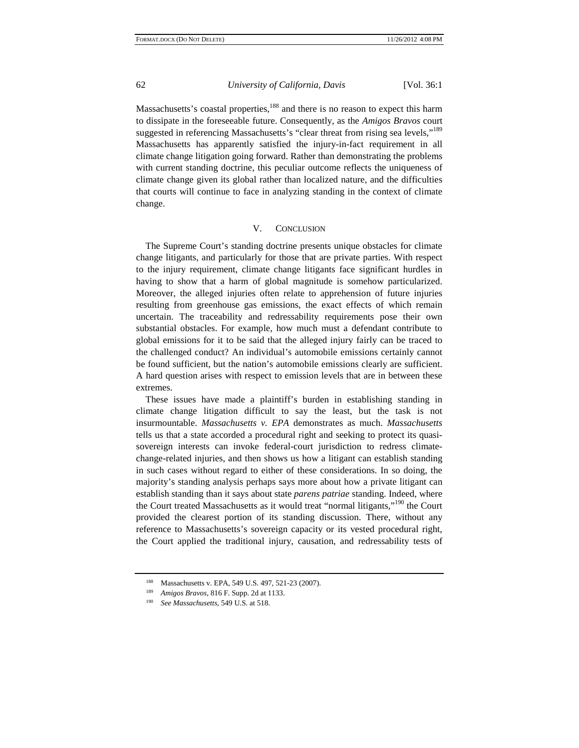Massachusetts's coastal properties,[188] and there is no reason to expect this harm to dissipate in the foreseeable future. Consequently, as the *Amigos Bravos* court suggested in referencing Massachusetts's "clear threat from rising sea levels,"[189] Massachusetts has apparently satisfied the injury-in-fact requirement in all climate change litigation going forward. Rather than demonstrating the problems with current standing doctrine, this peculiar outcome reflects the uniqueness of climate change given its global rather than localized nature, and the difficulties that courts will continue to face in analyzing standing in the context of climate change.

## V. Conclusion

The Supreme Court's standing doctrine presents unique obstacles for climate change litigants, and particularly for those that are private parties. With respect to the injury requirement, climate change litigants face significant hurdles in having to show that a harm of global magnitude is somehow particularized. Moreover, the alleged injuries often relate to apprehension of future injuries resulting from greenhouse gas emissions, the exact effects of which remain uncertain. The traceability and redressability requirements pose their own substantial obstacles. For example, how much must a defendant contribute to global emissions for it to be said that the alleged injury fairly can be traced to the challenged conduct? An individual's automobile emissions certainly cannot be found sufficient, but the nation's automobile emissions clearly are sufficient. A hard question arises with respect to emission levels that are in between these extremes.

These issues have made a plaintiff's burden in establishing standing in climate change litigation difficult to say the least, but the task is not insurmountable. *Massachusetts v. EPA* demonstrates as much. *Massachusetts* tells us that a state accorded a procedural right and seeking to protect its quasi-sovereign interests can invoke federal-court jurisdiction to redress climate-change-related injuries, and then shows us how a litigant can establish standing in such cases without regard to either of these considerations. In so doing, the majority's standing analysis perhaps says more about how a private litigant can establish standing than it says about state *parens patriae* standing. Indeed, where the Court treated Massachusetts as it would treat "normal litigants,"[190] the Court provided the clearest portion of its standing discussion. There, without any reference to Massachusetts's sovereign capacity or its vested procedural right, the Court applied the traditional injury, causation, and redressability tests of

---

[188] Massachusetts v. EPA, 549 U.S. 497, 521-23 (2007).

[189] *Amigos Bravos*, 816 F. Supp. 2d at 1133.

[190] *See Massachusetts*, 549 U.S. at 518.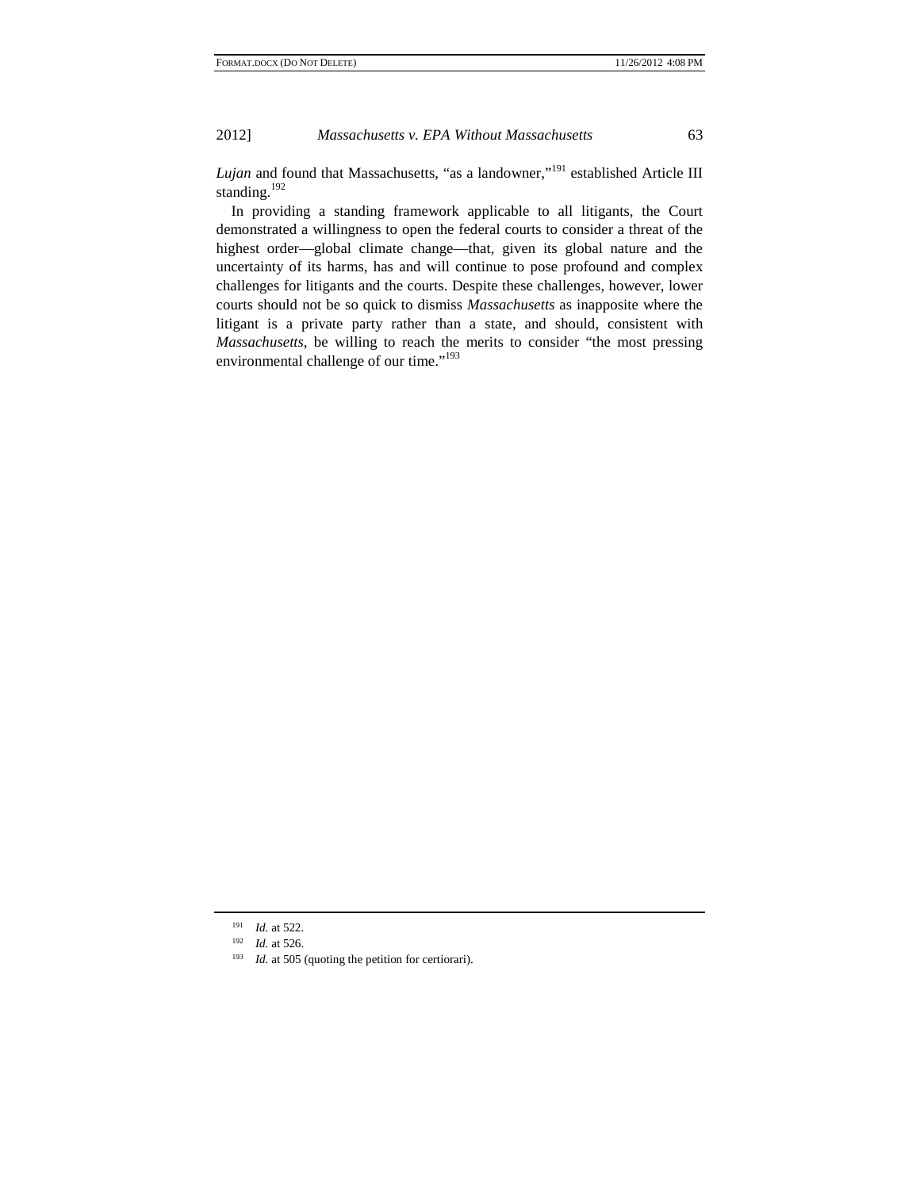*Lujan* and found that Massachusetts, "as a landowner,"[191] established Article III standing.[192]

In providing a standing framework applicable to all litigants, the Court demonstrated a willingness to open the federal courts to consider a threat of the highest order—global climate change—that, given its global nature and the uncertainty of its harms, has and will continue to pose profound and complex challenges for litigants and the courts. Despite these challenges, however, lower courts should not be so quick to dismiss *Massachusetts* as inapposite where the litigant is a private party rather than a state, and should, consistent with *Massachusetts*, be willing to reach the merits to consider "the most pressing environmental challenge of our time."[193]

---

[191] *Id.* at 522.

[192] *Id.* at 526.

[193] *Id.* at 505 (quoting the petition for certiorari).